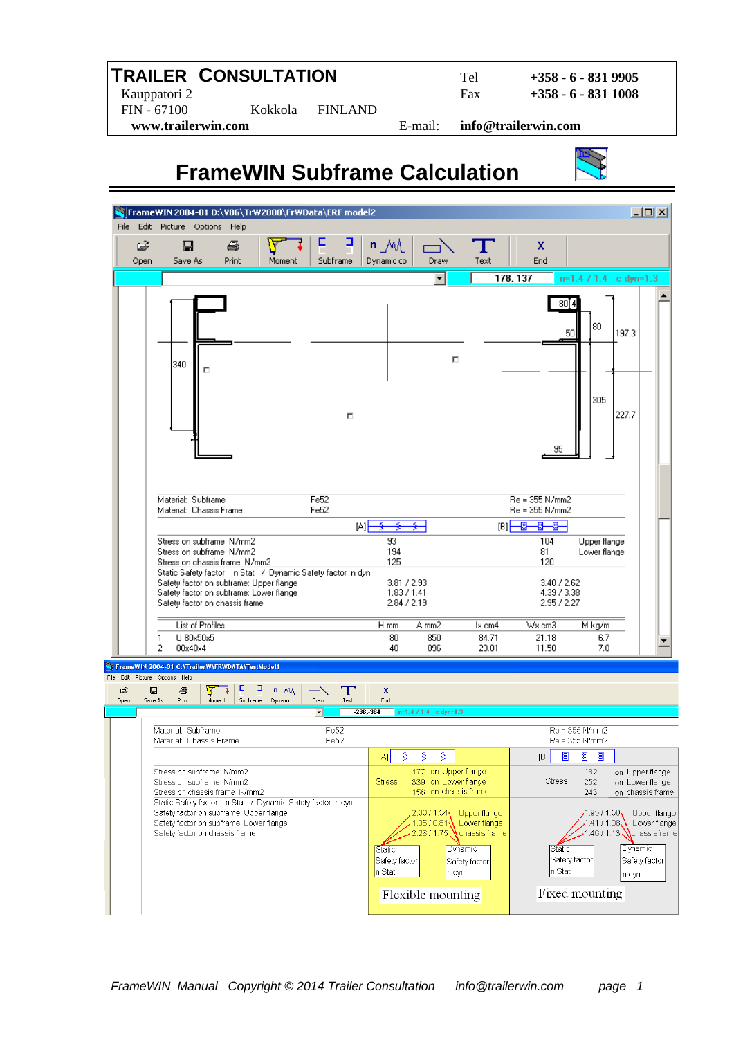# TRAILER CONSULTATION

Kauppatori 2
FIN - 67100 Kokkola FINLAND
**www.trailerwin.com**

Tel **+358 - 6 - 831 9905**
Fax **+358 - 6 - 831 1008**
E-mail: **info@trailerwin.com**

# FrameWIN Subframe Calculation

FrameWIN 2004-01 D:\VB6\TrW2000\FrWData\ERF model2

File Edit Picture Options Help

Open Save As Print Moment Subframe Dynamic co Draw Text End

178, 137 n=1.4 / 1.4 c dyn=1.3

340 80 4 80 50 197.3 305 227.7 95

| Material: Subframe | Fe52 | Re = 355 N/mm2 |
|---|---|---|
| Material: Chassis Frame | Fe52 | Re = 355 N/mm2 |

| | [A] | [B] | |
|---|---|---|---|
| Stress on subframe N/mm2 | 93 | 104 | Upper flange |
| Stress on subframe N/mm2 | 194 | 81 | Lower flange |
| Stress on chassis frame N/mm2 | 125 | 120 | |
| Static Safety factor n Stat / Dynamic Safety factor n dyn | | | |
| Safety factor on subframe: Upper flange | 3.81 / 2.93 | 3.40 / 2.62 | |
| Safety factor on subframe: Lower flange | 1.83 / 1.41 | 4.39 / 3.38 | |
| Safety factor on chassis frame | 2.84 / 2.19 | 2.95 / 2.27 | |

| | List of Profiles | H mm | A mm2 | Ix cm4 | Wx cm3 | M kg/m |
|---|---|---|---|---|---|---|
| 1 | U 80x50x5 | 80 | 850 | 84.71 | 21.18 | 6.7 |
| 2 | 80x40x4 | 40 | 896 | 23.01 | 11.50 | 7.0 |

FrameWIN 2004-01 C:\TrailerW\FRWDATA\TestModel1

File Edit Picture Options Help

Open Save As Print Moment Subframe Dynamic co Draw Text End

-286,-364 n=1.4 / 1.4 c dyn=1.3

| Material: Subframe | Fe52 | Re = 355 N/mm2 |
|---|---|---|
| Material: Chassis Frame | Fe52 | Re = 355 N/mm2 |

| | [A] | | [B] | |
|---|---|---|---|---|
| Stress on subframe N/mm2 | Stress | 177 on Upper flange | Stress | 182 on Upper flange |
| Stress on subframe N/mm2 | | 339 on Lower flange | | 252 on Lower flange |
| Stress on chassis frame N/mm2 | | 156 on chassis frame | | 243 on chassis frame |
| Static Safety factor n Stat / Dynamic Safety factor n dyn | | | | |
| Safety factor on subframe: Upper flange | | 2.00 / 1.54 Upper flange | | 1.95 / 1.50 Upper flange |
| Safety factor on subframe: Lower flange | | 1.05 / 0.81 Lower flange | | 1.41 / 1.08 Lower flange |
| Safety factor on chassis frame | | 2.28 / 1.75 chassis frame | | 1.46 / 1.13 chassis frame |

[A]: Static Safety factor n Stat — Dynamic Safety factor n dyn — **Flexible mounting**

[B]: Static Safety factor n Stat — Dynamic Safety factor n dyn — **Fixed mounting**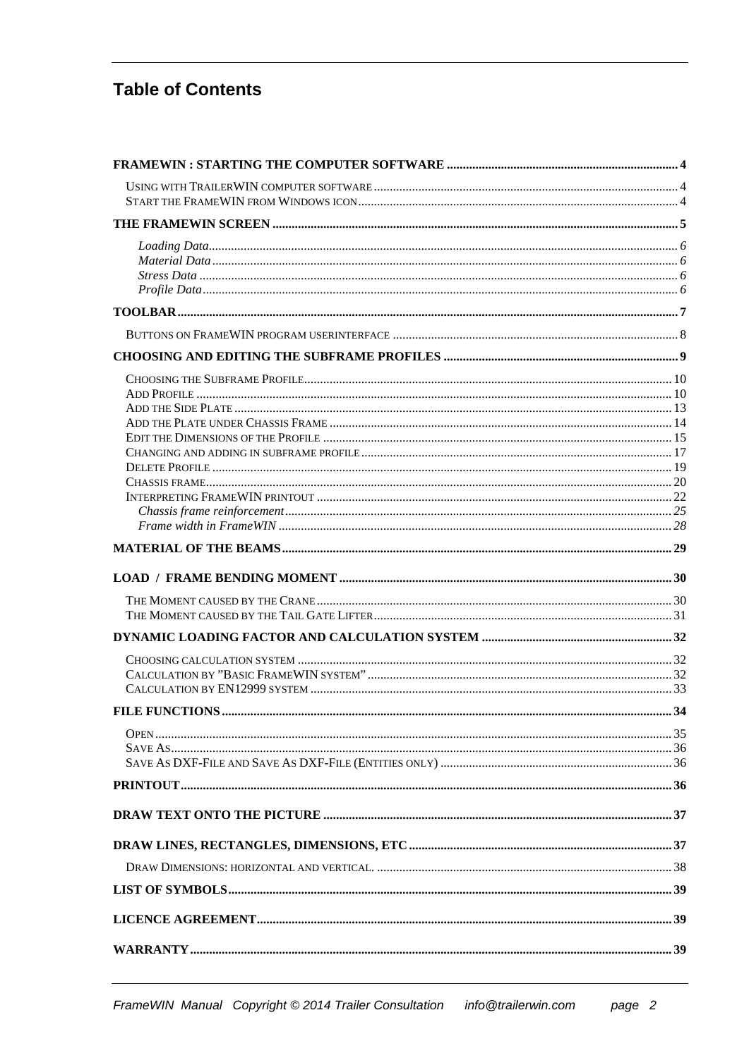# Table of Contents

**FRAMEWIN : STARTING THE COMPUTER SOFTWARE** ........ 4

- USING WITH TRAILERWIN COMPUTER SOFTWARE ........ 4
- START THE FRAMEWIN FROM WINDOWS ICON ........ 4

**THE FRAMEWIN SCREEN** ........ 5

- *Loading Data* ........ 6
- *Material Data* ........ 6
- *Stress Data* ........ 6
- *Profile Data* ........ 6

**TOOLBAR** ........ 7

- BUTTONS ON FRAMEWIN PROGRAM USERINTERFACE ........ 8

**CHOOSING AND EDITING THE SUBFRAME PROFILES** ........ 9

- CHOOSING THE SUBFRAME PROFILE ........ 10
- ADD PROFILE ........ 10
- ADD THE SIDE PLATE ........ 13
- ADD THE PLATE UNDER CHASSIS FRAME ........ 14
- EDIT THE DIMENSIONS OF THE PROFILE ........ 15
- CHANGING AND ADDING IN SUBFRAME PROFILE ........ 17
- DELETE PROFILE ........ 19
- CHASSIS FRAME ........ 20
- INTERPRETING FRAMEWIN PRINTOUT ........ 22
  - *Chassis frame reinforcement* ........ 25
  - *Frame width in FrameWIN* ........ 28

**MATERIAL OF THE BEAMS** ........ 29

**LOAD / FRAME BENDING MOMENT** ........ 30

- THE MOMENT CAUSED BY THE CRANE ........ 30
- THE MOMENT CAUSED BY THE TAIL GATE LIFTER ........ 31

**DYNAMIC LOADING FACTOR AND CALCULATION SYSTEM** ........ 32

- CHOOSING CALCULATION SYSTEM ........ 32
- CALCULATION BY "BASIC FRAMEWIN SYSTEM" ........ 32
- CALCULATION BY EN12999 SYSTEM ........ 33

**FILE FUNCTIONS** ........ 34

- OPEN ........ 35
- SAVE AS ........ 36
- SAVE AS DXF-FILE AND SAVE AS DXF-FILE (ENTITIES ONLY) ........ 36

**PRINTOUT** ........ 36

**DRAW TEXT ONTO THE PICTURE** ........ 37

**DRAW LINES, RECTANGLES, DIMENSIONS, ETC** ........ 37

- DRAW DIMENSIONS: HORIZONTAL AND VERTICAL. ........ 38

**LIST OF SYMBOLS** ........ 39

**LICENCE AGREEMENT** ........ 39

**WARRANTY** ........ 39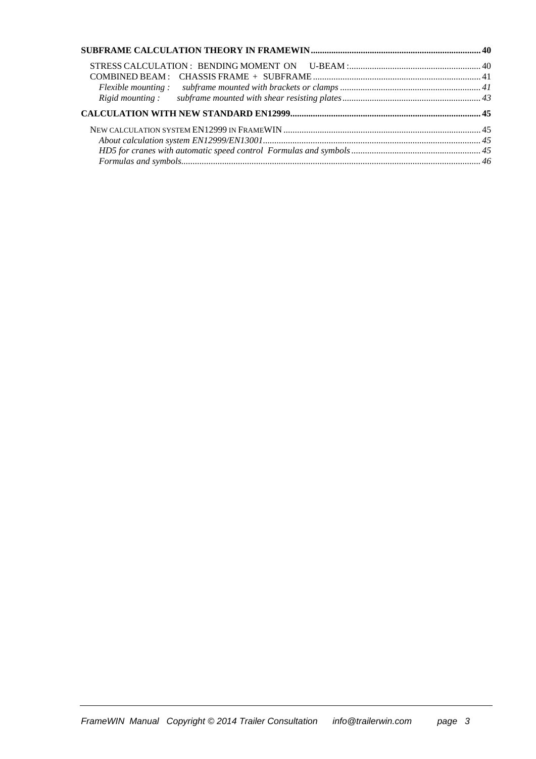**SUBFRAME CALCULATION THEORY IN FRAMEWIN** .......... 40

STRESS CALCULATION : BENDING MOMENT ON U-BEAM : .......... 40

COMBINED BEAM : CHASSIS FRAME + SUBFRAME .......... 41

*Flexible mounting : subframe mounted with brackets or clamps* .......... *41*

*Rigid mounting : subframe mounted with shear resisting plates* .......... *43*

**CALCULATION WITH NEW STANDARD EN12999** .......... 45

NEW CALCULATION SYSTEM EN12999 IN FRAMEWIN .......... 45

*About calculation system EN12999/EN13001* .......... *45*

*HD5 for cranes with automatic speed control Formulas and symbols* .......... *45*

*Formulas and symbols* .......... *46*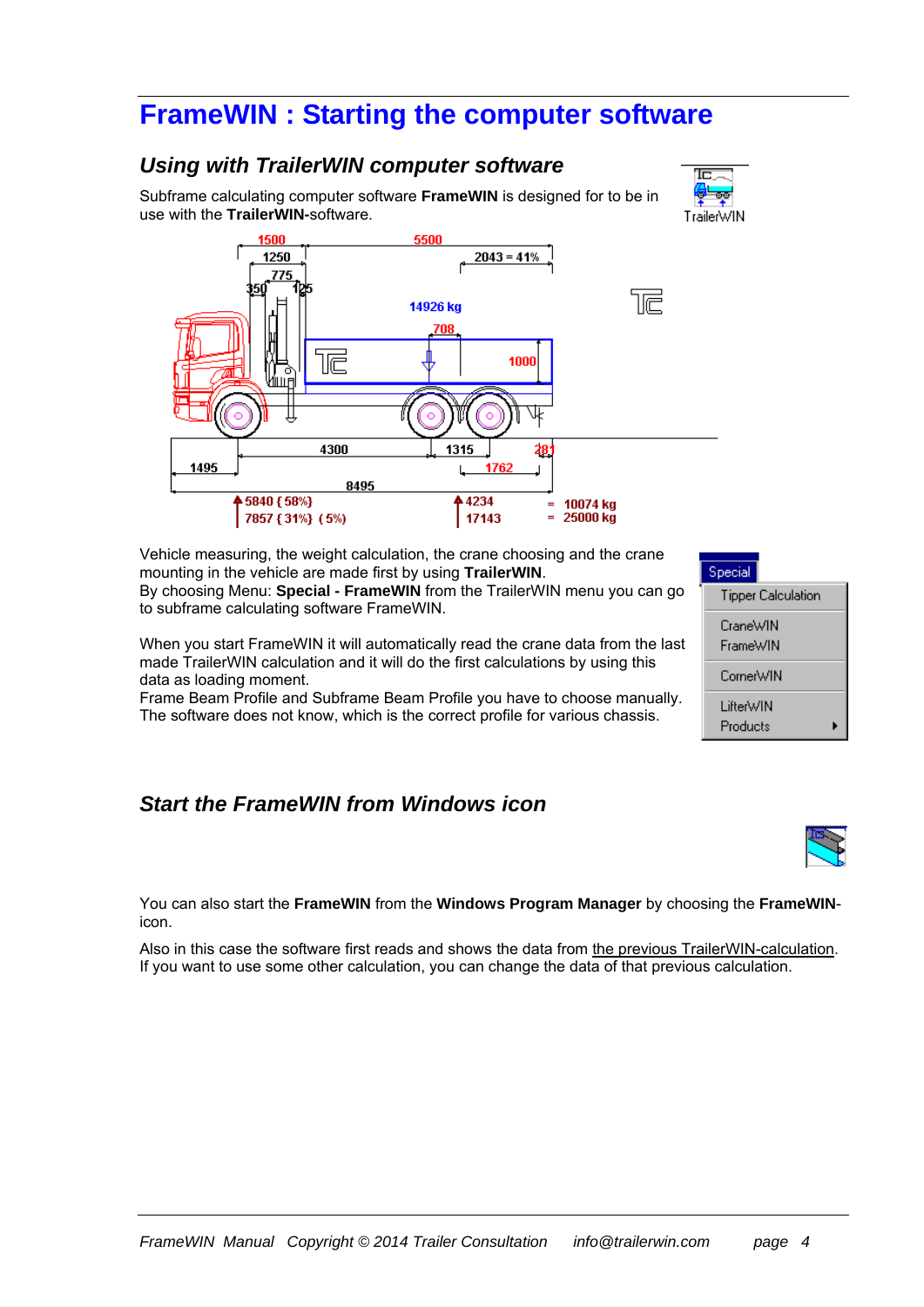# FrameWIN : Starting the computer software

## Using with TrailerWIN computer software

Subframe calculating computer software **FrameWIN** is designed for to be in use with the **TrailerWIN**-software.

Vehicle measuring, the weight calculation, the crane choosing and the crane mounting in the vehicle are made first by using **TrailerWIN**.
By choosing Menu: **Special - FrameWIN** from the TrailerWIN menu you can go to subframe calculating software FrameWIN.

When you start FrameWIN it will automatically read the crane data from the last made TrailerWIN calculation and it will do the first calculations by using this data as loading moment.
Frame Beam Profile and Subframe Beam Profile you have to choose manually. The software does not know, which is the correct profile for various chassis.

## Start the FrameWIN from Windows icon

You can also start the **FrameWIN** from the **Windows Program Manager** by choosing the **FrameWIN**-icon.

Also in this case the software first reads and shows the data from the previous TrailerWIN-calculation. If you want to use some other calculation, you can change the data of that previous calculation.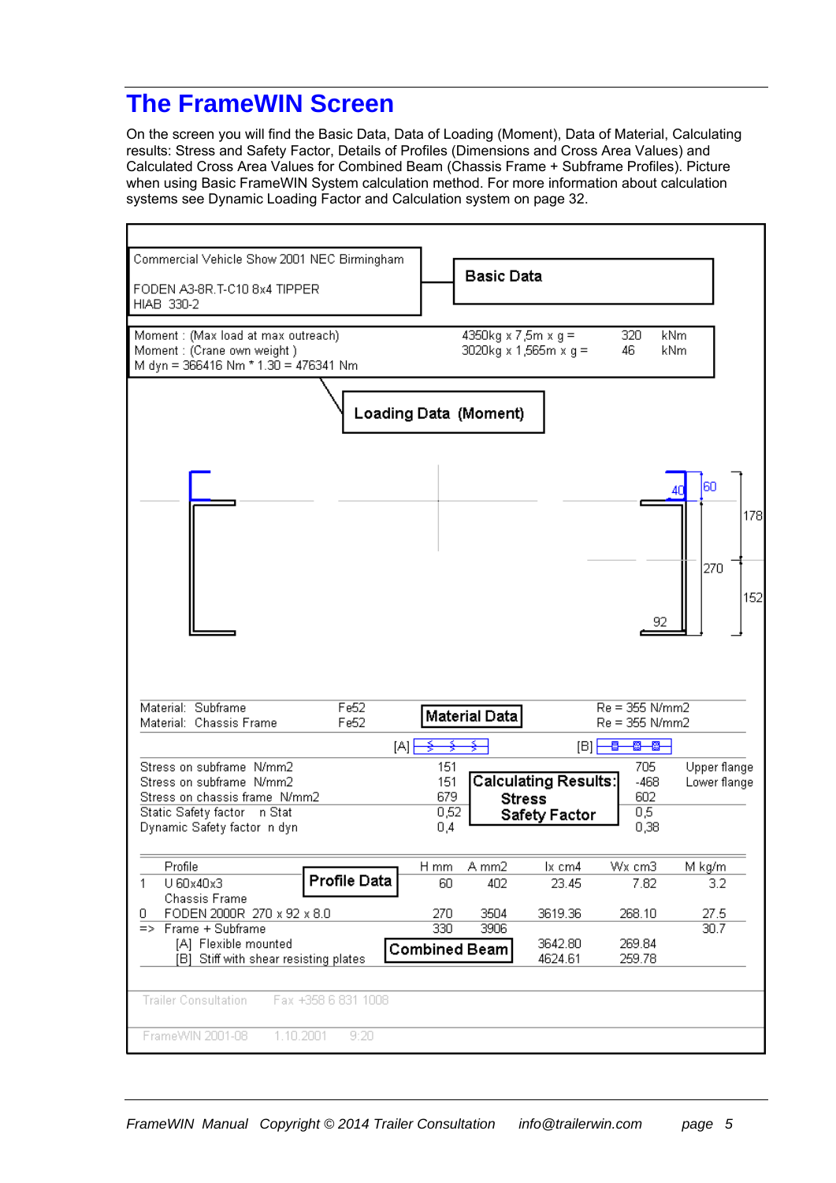# The FrameWIN Screen

On the screen you will find the Basic Data, Data of Loading (Moment), Data of Material, Calculating results: Stress and Safety Factor, Details of Profiles (Dimensions and Cross Area Values) and Calculated Cross Area Values for Combined Beam (Chassis Frame + Subframe Profiles). Picture when using Basic FrameWIN System calculation method. For more information about calculation systems see Dynamic Loading Factor and Calculation system on page 32.

Commercial Vehicle Show 2001 NEC Birmingham

FODEN A3-8R.T-C10 8x4 TIPPER
HIAB 330-2

**Basic Data**

| | | | |
|---|---|---|---|
| Moment : (Max load at max outreach) | 4350kg x 7,5m x g = | 320 | kNm |
| Moment : (Crane own weight ) | 3020kg x 1,565m x g = | 46 | kNm |
| M dyn = 366416 Nm * 1.30 = 476341 Nm | | | |

**Loading Data (Moment)**

40 60 178 270 152 92

| | | | |
|---|---|---|---|
| Material: Subframe | Fe52 | **Material Data** | Re = 355 N/mm2 |
| Material: Chassis Frame | Fe52 | | Re = 355 N/mm2 |

| | [A] | | [B] | |
|---|---|---|---|---|
| Stress on subframe N/mm2 | 151 | **Calculating Results: Stress Safety Factor** | 705 | Upper flange |
| Stress on subframe N/mm2 | 151 | | -468 | Lower flange |
| Stress on chassis frame N/mm2 | 679 | | 602 | |
| Static Safety factor n Stat | 0,52 | | 0,5 | |
| Dynamic Safety factor n dyn | 0,4 | | 0,38 | |

**Profile Data**

| | Profile | H mm | A mm2 | Ix cm4 | Wx cm3 | M kg/m |
|---|---|---|---|---|---|---|
| 1 | U 60x40x3 | 60 | 402 | 23.45 | 7.82 | 3.2 |
| | Chassis Frame | | | | | |
| 0 | FODEN 2000R 270 x 92 x 8.0 | 270 | 3504 | 3619.36 | 268.10 | 27.5 |
| => | Frame + Subframe | 330 | 3906 | | | 30.7 |
| | [A] Flexible mounted | | | 3642.80 | 269.84 | |
| | [B] Stiff with shear resisting plates | | | 4624.61 | 259.78 | |

**Combined Beam**

Trailer Consultation Fax +358 6 831 1008

FrameWIN 2001-08 1.10.2001 9:20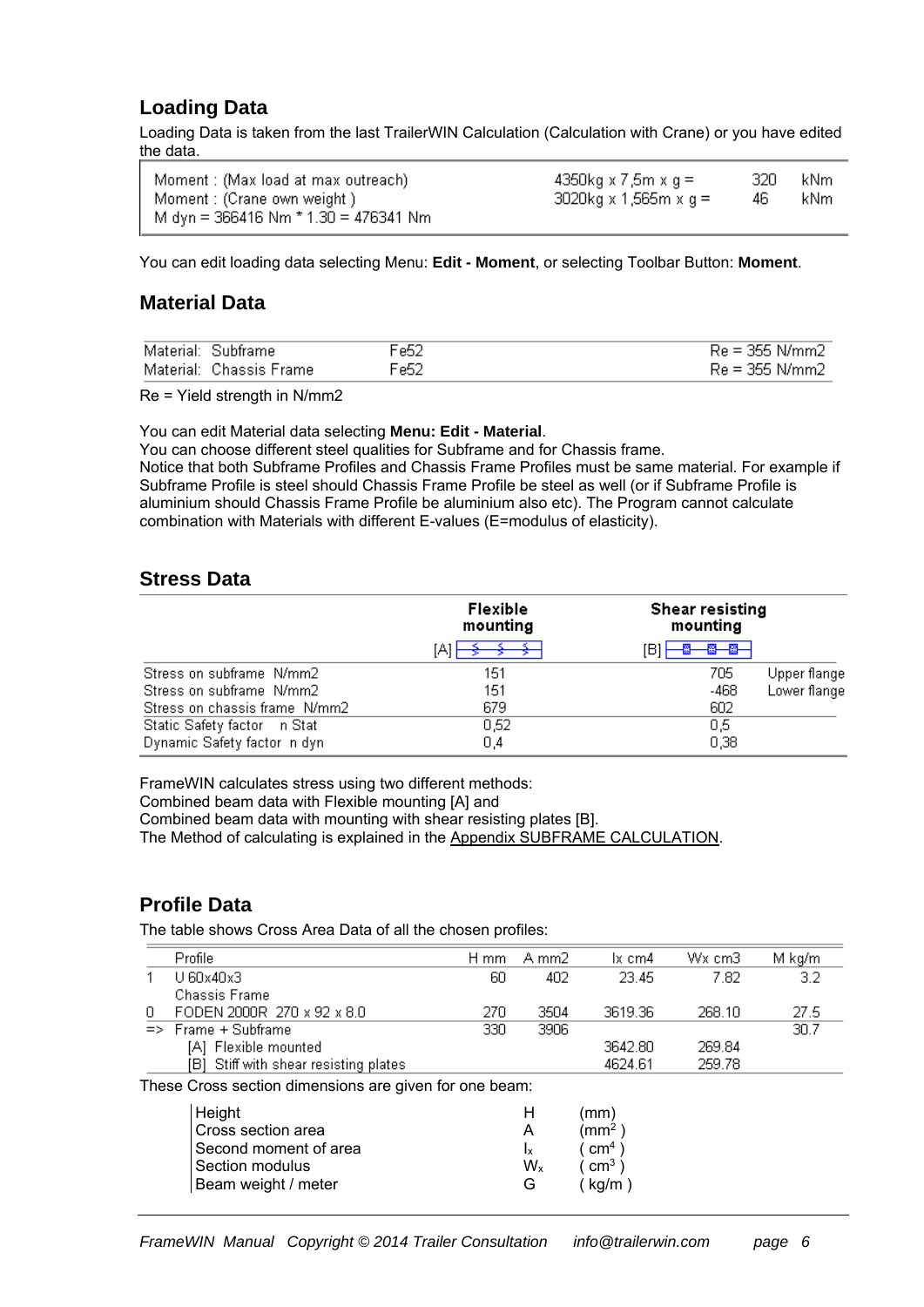## Loading Data

Loading Data is taken from the last TrailerWIN Calculation (Calculation with Crane) or you have edited the data.

| | | | |
|---|---|---|---|
| Moment : (Max load at max outreach) | 4350kg x 7,5m x g = | 320 | kNm |
| Moment : (Crane own weight ) | 3020kg x 1,565m x g = | 46 | kNm |
| M dyn = 366416 Nm * 1.30 = 476341 Nm | | | |

You can edit loading data selecting Menu: **Edit - Moment**, or selecting Toolbar Button: **Moment**.

## Material Data

| | | |
|---|---|---|
| Material: Subframe | Fe52 | Re = 355 N/mm2 |
| Material: Chassis Frame | Fe52 | Re = 355 N/mm2 |

Re = Yield strength in N/mm2

You can edit Material data selecting **Menu: Edit - Material**.
You can choose different steel qualities for Subframe and for Chassis frame.
Notice that both Subframe Profiles and Chassis Frame Profiles must be same material. For example if Subframe Profile is steel should Chassis Frame Profile be steel as well (or if Subframe Profile is aluminium should Chassis Frame Profile be aluminium also etc). The Program cannot calculate combination with Materials with different E-values (E=modulus of elasticity).

## Stress Data

| | **Flexible mounting** [A] | **Shear resisting mounting** [B] | |
|---|---|---|---|
| Stress on subframe N/mm2 | 151 | 705 | Upper flange |
| Stress on subframe N/mm2 | 151 | -468 | Lower flange |
| Stress on chassis frame N/mm2 | 679 | 602 | |
| Static Safety factor n Stat | 0,52 | 0,5 | |
| Dynamic Safety factor n dyn | 0,4 | 0,38 | |

FrameWIN calculates stress using two different methods:
Combined beam data with Flexible mounting [A] and
Combined beam data with mounting with shear resisting plates [B].
The Method of calculating is explained in the Appendix SUBFRAME CALCULATION.

## Profile Data

The table shows Cross Area Data of all the chosen profiles:

| | Profile | H mm | A mm2 | Ix cm4 | Wx cm3 | M kg/m |
|---|---|---|---|---|---|---|
| 1 | U 60x40x3 | 60 | 402 | 23.45 | 7.82 | 3.2 |
| | Chassis Frame | | | | | |
| 0 | FODEN 2000R 270 x 92 x 8.0 | 270 | 3504 | 3619.36 | 268.10 | 27.5 |
| => | Frame + Subframe | 330 | 3906 | | | 30.7 |
| | [A] Flexible mounted | | | 3642.80 | 269.84 | |
| | [B] Stiff with shear resisting plates | | | 4624.61 | 259.78 | |

These Cross section dimensions are given for one beam:

| | | |
|---|---|---|
| Height | H | (mm) |
| Cross section area | A | ($mm^2$ ) |
| Second moment of area | $I_x$ | ( $cm^4$ ) |
| Section modulus | $W_x$ | ( $cm^3$ ) |
| Beam weight / meter | G | ( kg/m ) |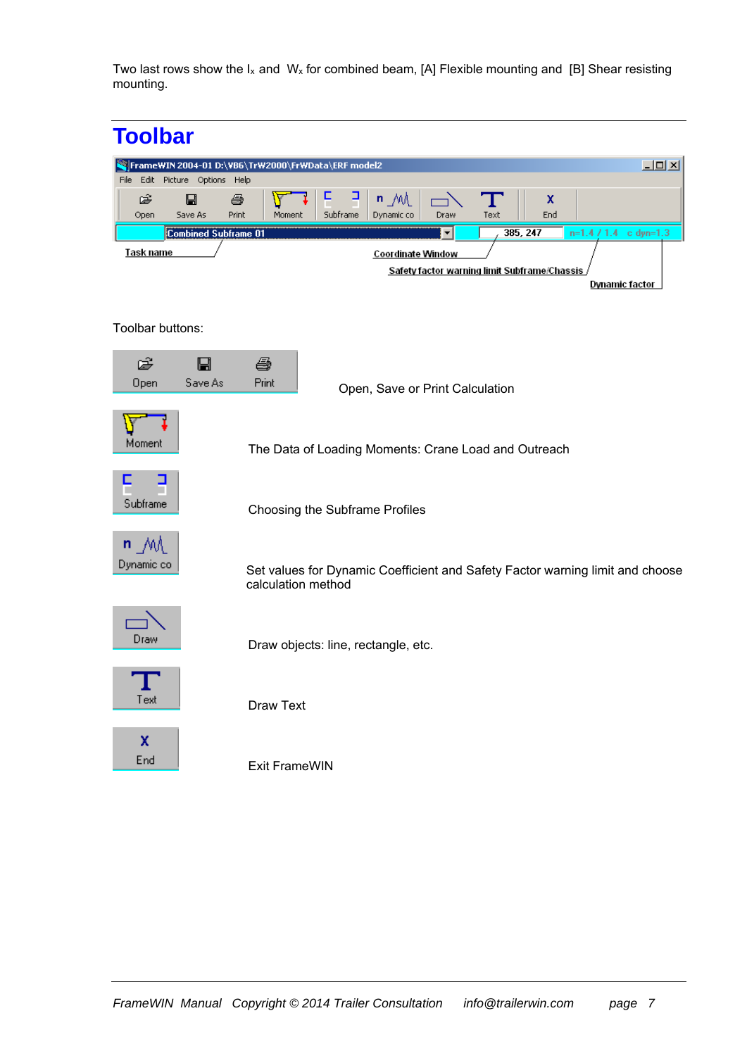Two last rows show the $I_x$ and $W_x$ for combined beam, [A] Flexible mounting and [B] Shear resisting mounting.

# Toolbar

Task name

Coordinate Window

Safety factor warning limit Subframe/Chassis

Dynamic factor

Toolbar buttons:

| Button | Description |
|---|---|
| Open, Save As, Print | Open, Save or Print Calculation |
| Moment | The Data of Loading Moments: Crane Load and Outreach |
| Subframe | Choosing the Subframe Profiles |
| Dynamic co | Set values for Dynamic Coefficient and Safety Factor warning limit and choose calculation method |
| Draw | Draw objects: line, rectangle, etc. |
| Text | Draw Text |
| End | Exit FrameWIN |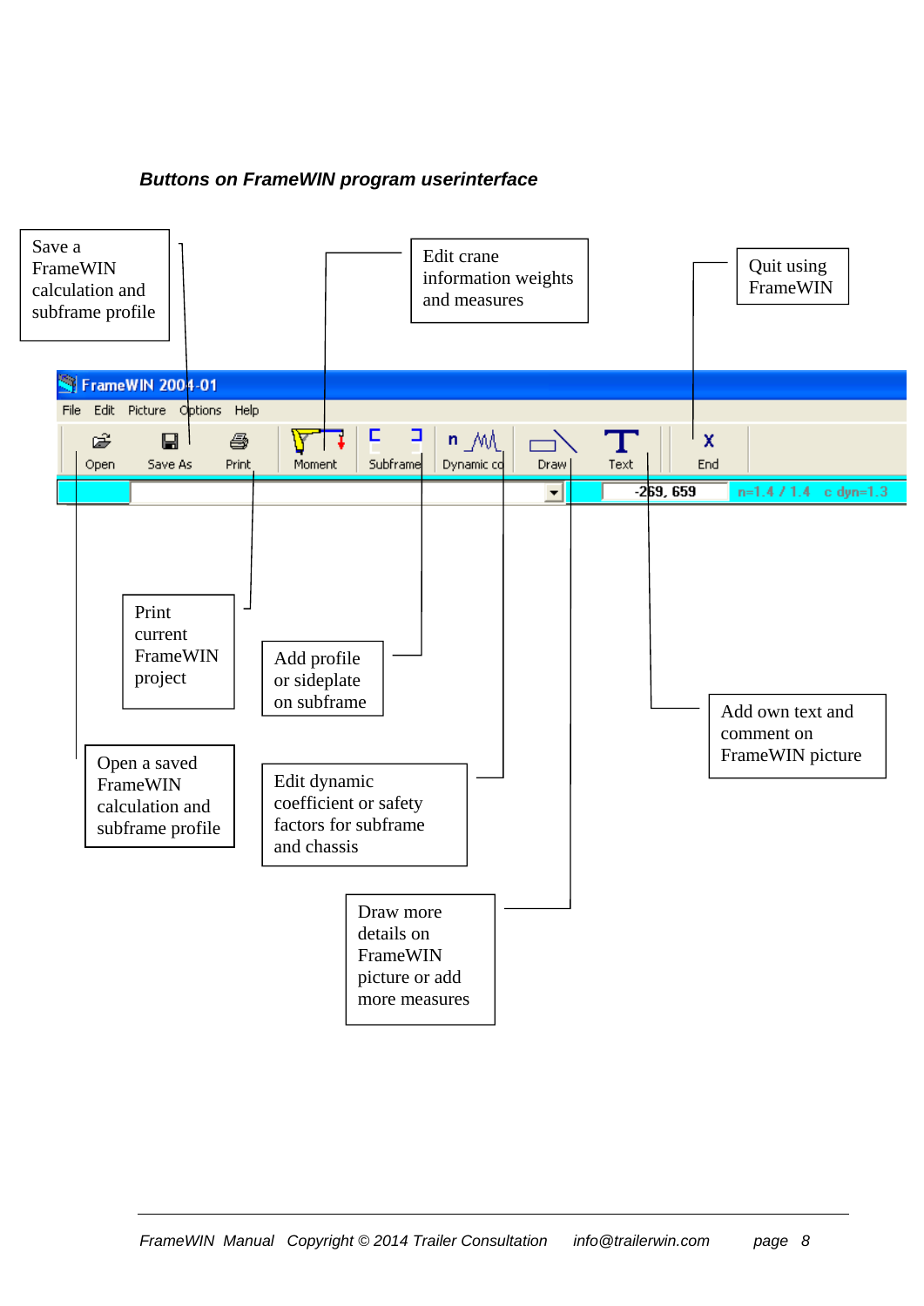***Buttons on FrameWIN program userinterface***

Save a FrameWIN calculation and subframe profile

Edit crane information weights and measures

Quit using FrameWIN

FrameWIN 2004-01

File Edit Picture Options Help

Open Save As Print Moment Subframe Dynamic co Draw Text End

-269, 659 n=1.4 / 1.4 c dyn=1.3

Print current FrameWIN project

Add profile or sideplate on subframe

Add own text and comment on FrameWIN picture

Open a saved FrameWIN calculation and subframe profile

Edit dynamic coefficient or safety factors for subframe and chassis

Draw more details on FrameWIN picture or add more measures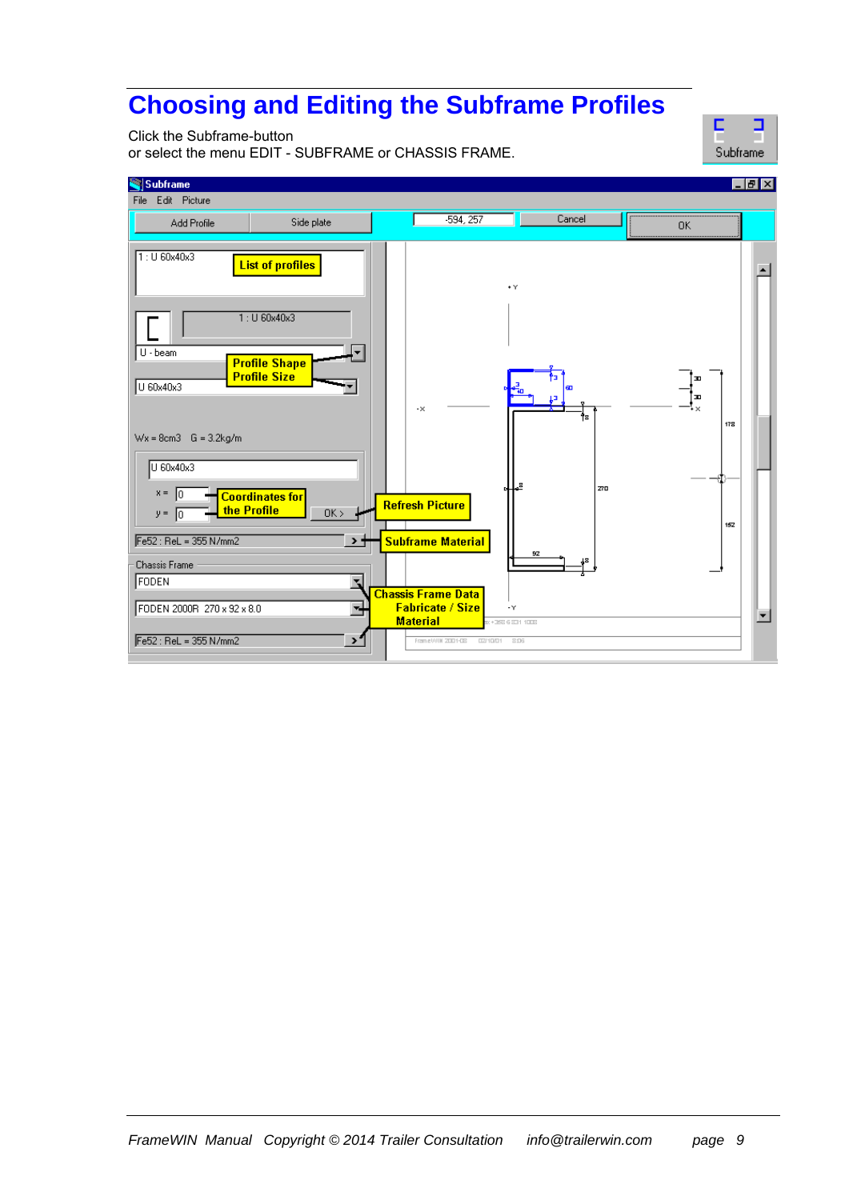# Choosing and Editing the Subframe Profiles

Click the Subframe-button
or select the menu EDIT - SUBFRAME or CHASSIS FRAME.

Subframe

Subframe

File Edit Picture

Add Profile | Side plate | -594, 257 | Cancel | OK

1 : U 60x40x3

List of profiles

1 : U 60x40x3

U - beam

Profile Shape
Profile Size

U 60x40x3

Wx = 8cm3 G = 3.2kg/m

U 60x40x3

x = 0
y = 0

Coordinates for the Profile

OK >

Refresh Picture

Fe52 : ReL = 355 N/mm2

Subframe Material

Chassis Frame

FODEN

FODEN 2000R 270 x 92 x 8.0

Chassis Frame Data
Fabricate / Size
Material

Fe52 : ReL = 355 N/mm2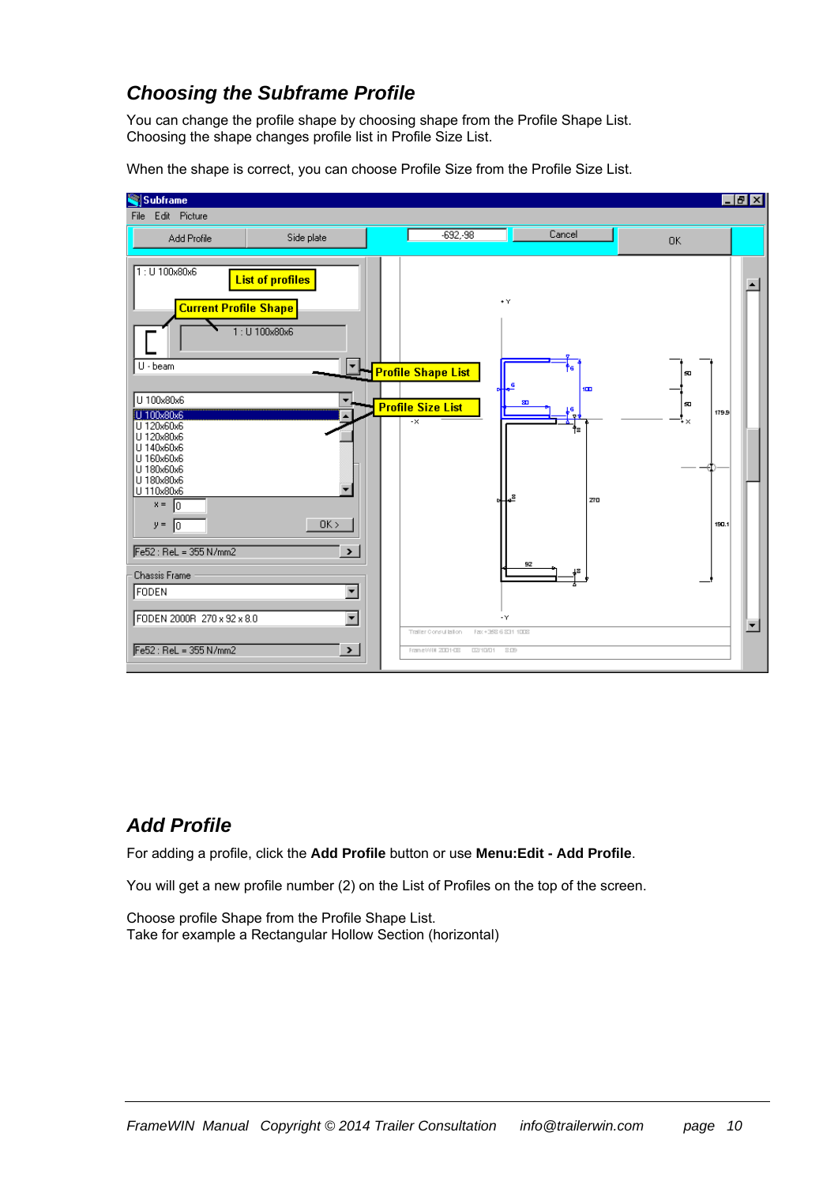## Choosing the Subframe Profile

You can change the profile shape by choosing shape from the Profile Shape List.
Choosing the shape changes profile list in Profile Size List.

When the shape is correct, you can choose Profile Size from the Profile Size List.

## Add Profile

For adding a profile, click the **Add Profile** button or use **Menu:Edit - Add Profile**.

You will get a new profile number (2) on the List of Profiles on the top of the screen.

Choose profile Shape from the Profile Shape List.
Take for example a Rectangular Hollow Section (horizontal)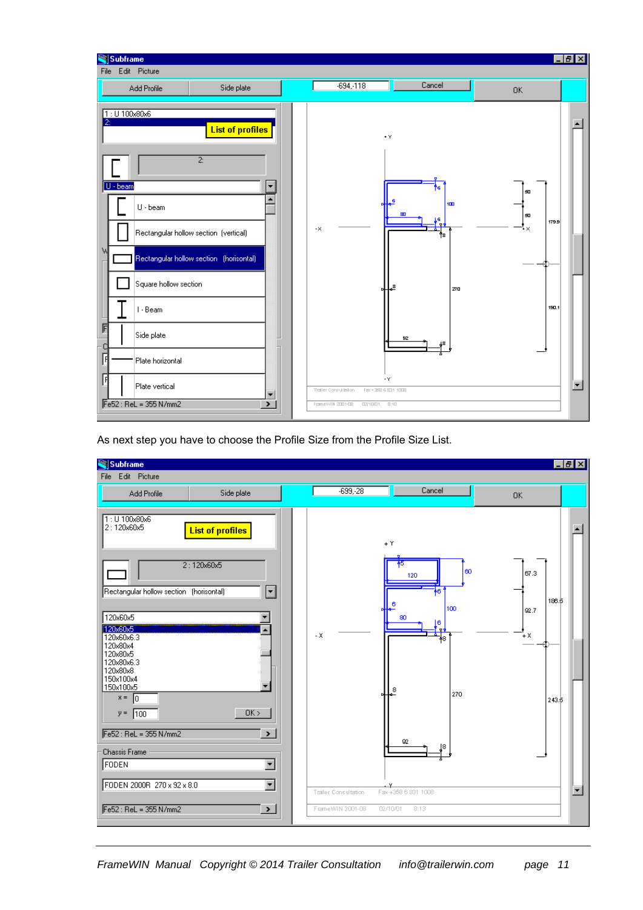As next step you have to choose the Profile Size from the Profile Size List.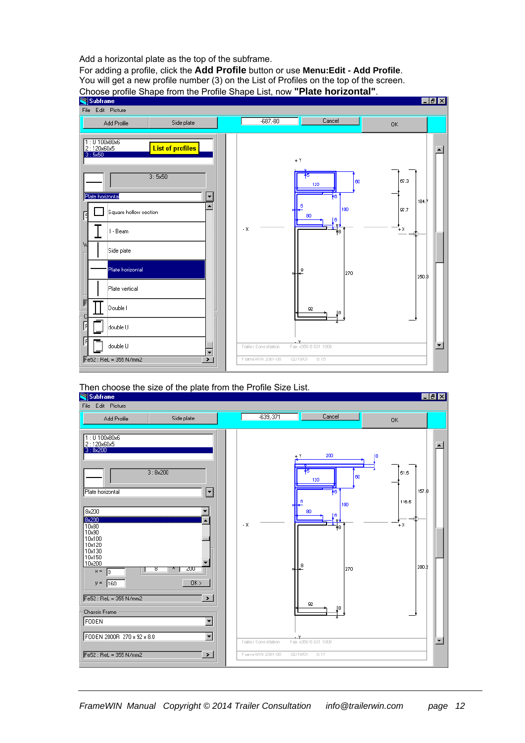Add a horizontal plate as the top of the subframe.
For adding a profile, click the **Add Profile** button or use **Menu:Edit - Add Profile**.
You will get a new profile number (3) on the List of Profiles on the top of the screen.
Choose profile Shape from the Profile Shape List, now **"Plate horizontal"**.

Then choose the size of the plate from the Profile Size List.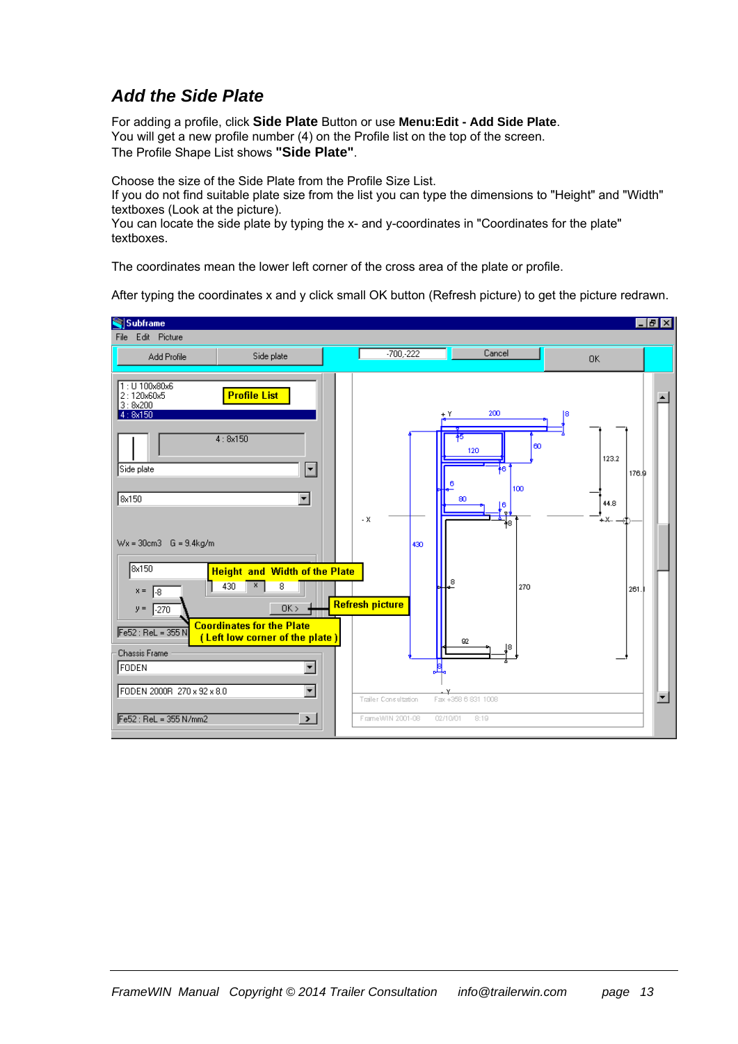## *Add the Side Plate*

For adding a profile, click **Side Plate** Button or use **Menu:Edit - Add Side Plate**.
You will get a new profile number (4) on the Profile list on the top of the screen.
The Profile Shape List shows **"Side Plate"**.

Choose the size of the Side Plate from the Profile Size List.
If you do not find suitable plate size from the list you can type the dimensions to "Height" and "Width" textboxes (Look at the picture).
You can locate the side plate by typing the x- and y-coordinates in "Coordinates for the plate" textboxes.

The coordinates mean the lower left corner of the cross area of the plate or profile.

After typing the coordinates x and y click small OK button (Refresh picture) to get the picture redrawn.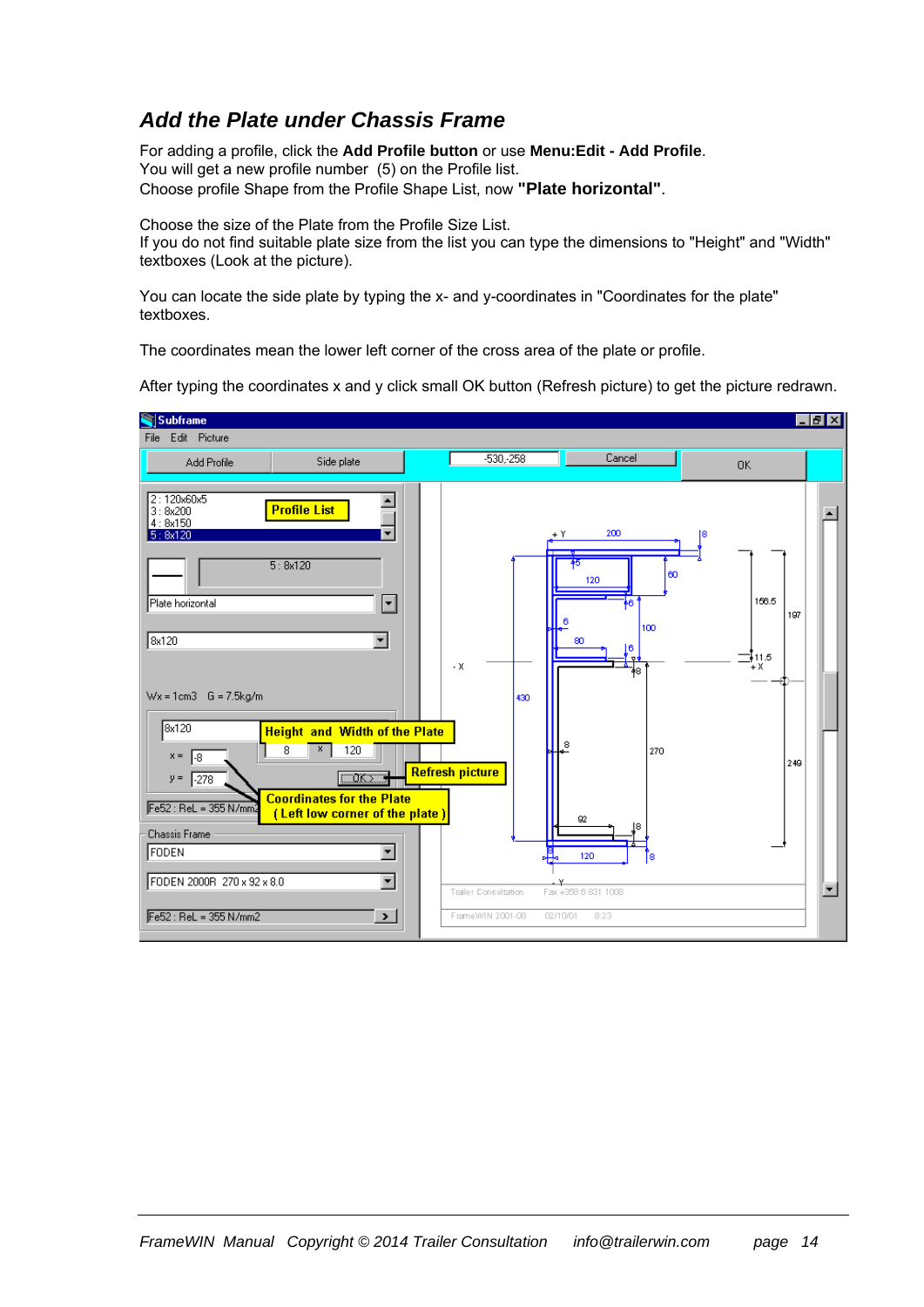## *Add the Plate under Chassis Frame*

For adding a profile, click the **Add Profile button** or use **Menu:Edit - Add Profile**.
You will get a new profile number (5) on the Profile list.
Choose profile Shape from the Profile Shape List, now **"Plate horizontal"**.

Choose the size of the Plate from the Profile Size List.
If you do not find suitable plate size from the list you can type the dimensions to "Height" and "Width" textboxes (Look at the picture).

You can locate the side plate by typing the x- and y-coordinates in "Coordinates for the plate" textboxes.

The coordinates mean the lower left corner of the cross area of the plate or profile.

After typing the coordinates x and y click small OK button (Refresh picture) to get the picture redrawn.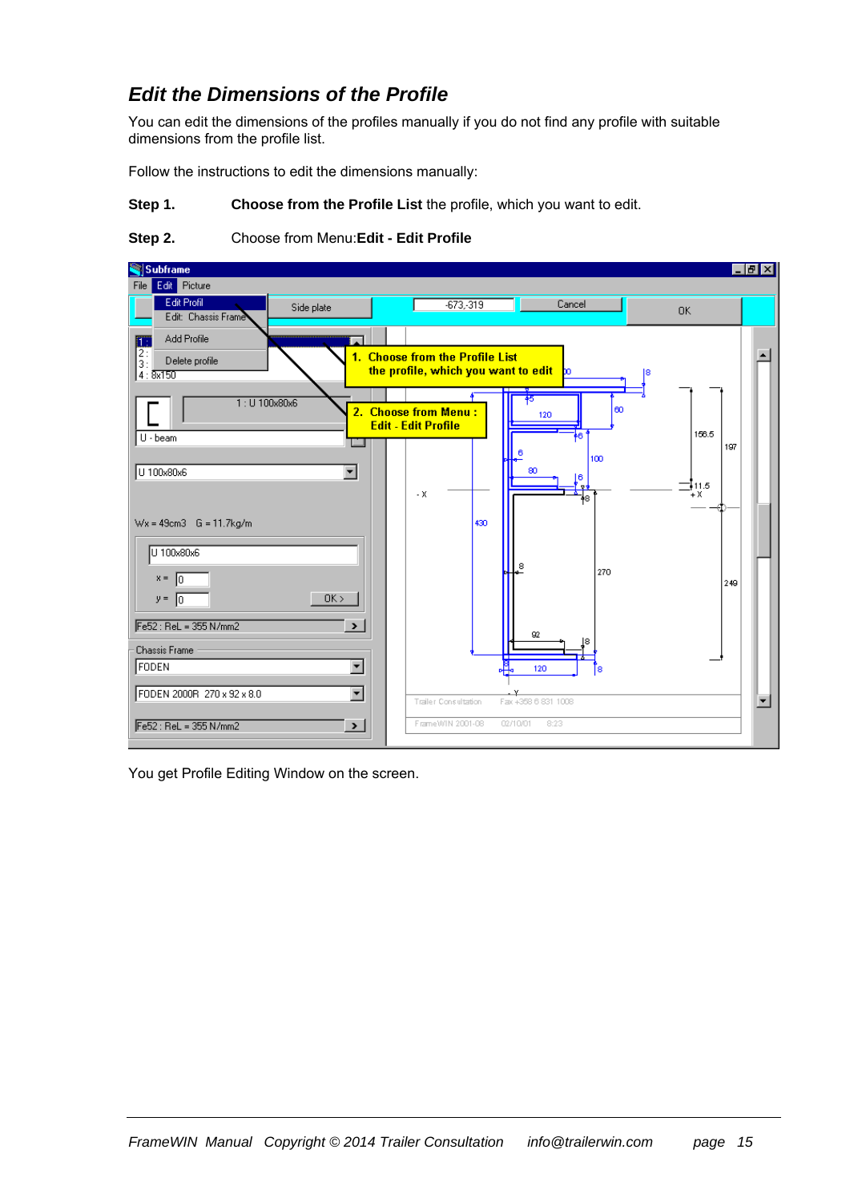## *Edit the Dimensions of the Profile*

You can edit the dimensions of the profiles manually if you do not find any profile with suitable dimensions from the profile list.

Follow the instructions to edit the dimensions manually:

**Step 1.** **Choose from the Profile List** the profile, which you want to edit.

**Step 2.** Choose from Menu:**Edit - Edit Profile**

You get Profile Editing Window on the screen.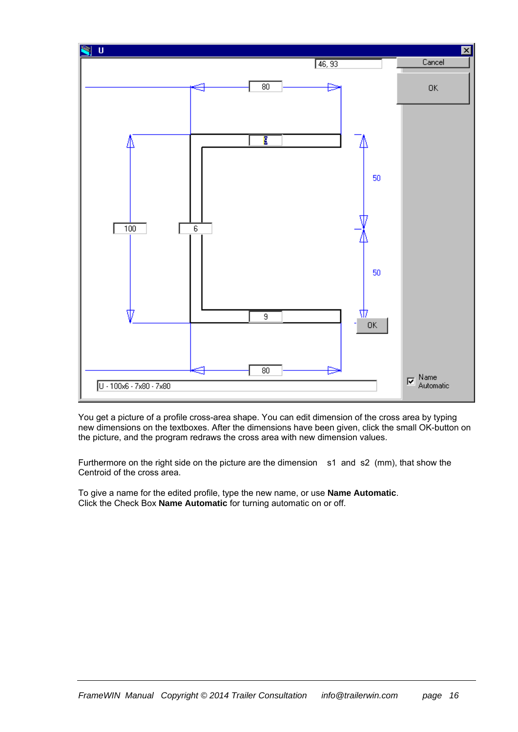You get a picture of a profile cross-area shape. You can edit dimension of the cross area by typing new dimensions on the textboxes. After the dimensions have been given, click the small OK-button on the picture, and the program redraws the cross area with new dimension values.

Furthermore on the right side on the picture are the dimension s1 and s2 (mm), that show the Centroid of the cross area.

To give a name for the edited profile, type the new name, or use **Name Automatic**.
Click the Check Box **Name Automatic** for turning automatic on or off.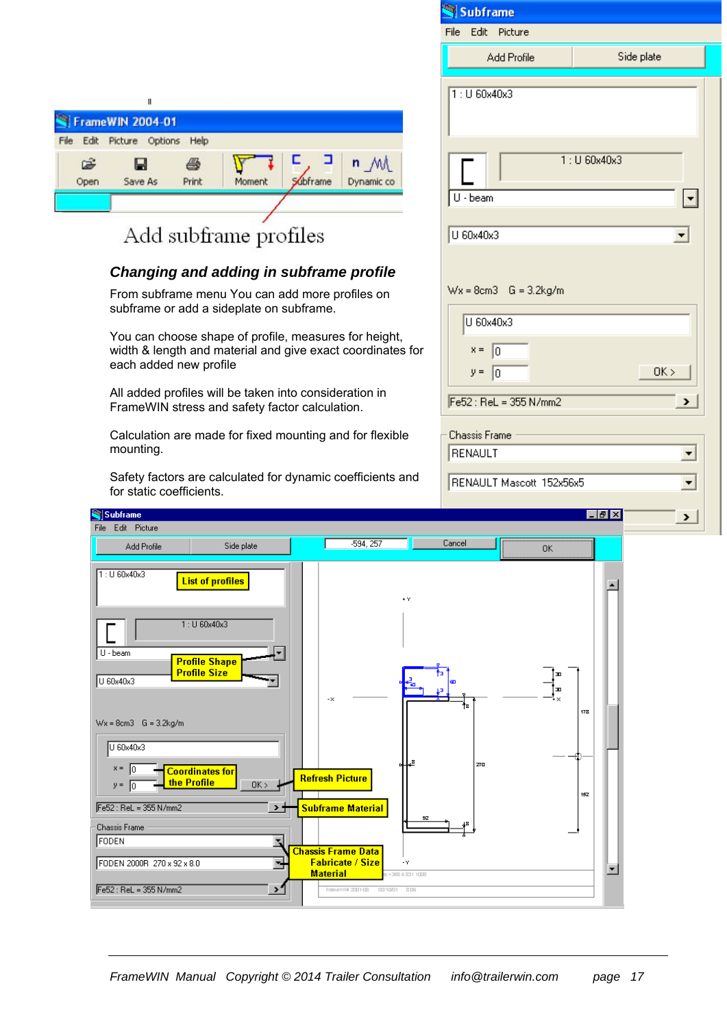Add subframe profiles

### *Changing and adding in subframe profile*

From subframe menu You can add more profiles on subframe or add a sideplate on subframe.

You can choose shape of profile, measures for height, width & length and material and give exact coordinates for each added new profile

All added profiles will be taken into consideration in FrameWIN stress and safety factor calculation.

Calculation are made for fixed mounting and for flexible mounting.

Safety factors are calculated for dynamic coefficients and for static coefficients.

*FrameWIN Manual Copyright © 2014 Trailer Consultation info@trailerwin.com*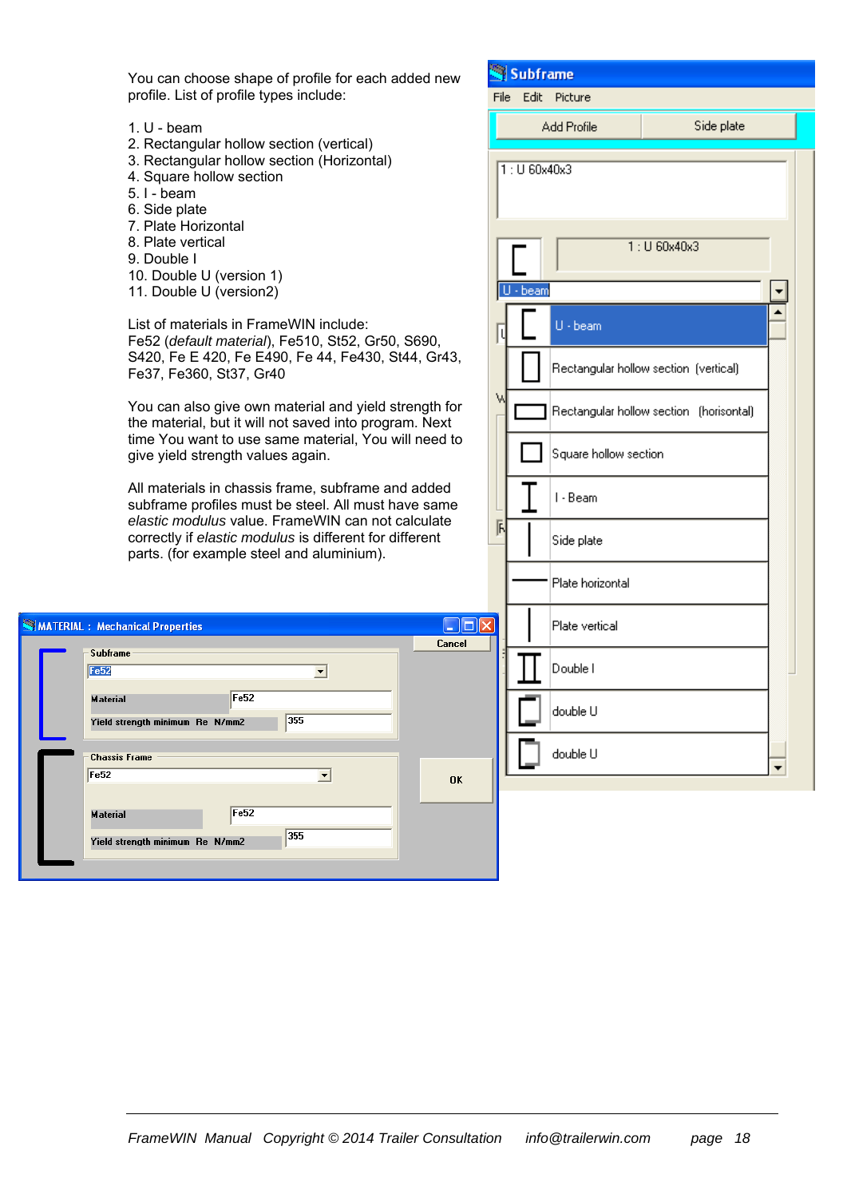You can choose shape of profile for each added new profile. List of profile types include:

1. U - beam
2. Rectangular hollow section (vertical)
3. Rectangular hollow section (Horizontal)
4. Square hollow section
5. I - beam
6. Side plate
7. Plate Horizontal
8. Plate vertical
9. Double I
10. Double U (version 1)
11. Double U (version2)

List of materials in FrameWIN include:
Fe52 (*default material*), Fe510, St52, Gr50, S690, S420, Fe E 420, Fe E490, Fe 44, Fe430, St44, Gr43, Fe37, Fe360, St37, Gr40

You can also give own material and yield strength for the material, but it will not saved into program. Next time You want to use same material, You will need to give yield strength values again.

All materials in chassis frame, subframe and added subframe profiles must be steel. All must have same *elastic modulus* value. FrameWIN can not calculate correctly if *elastic modulus* is different for different parts. (for example steel and aluminium).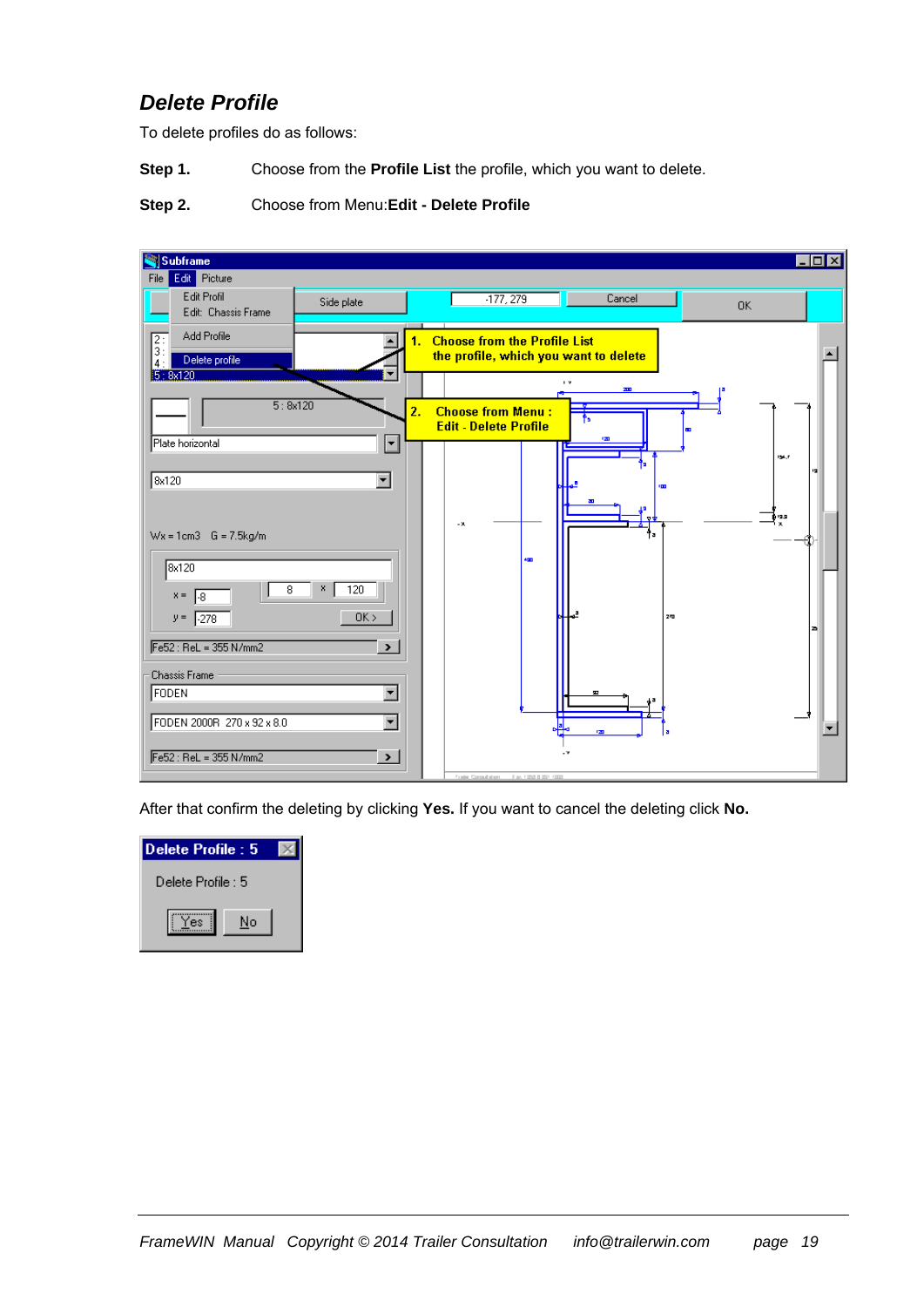## *Delete Profile*

To delete profiles do as follows:

**Step 1.** Choose from the **Profile List** the profile, which you want to delete.

**Step 2.** Choose from Menu:**Edit - Delete Profile**

After that confirm the deleting by clicking **Yes.** If you want to cancel the deleting click **No.**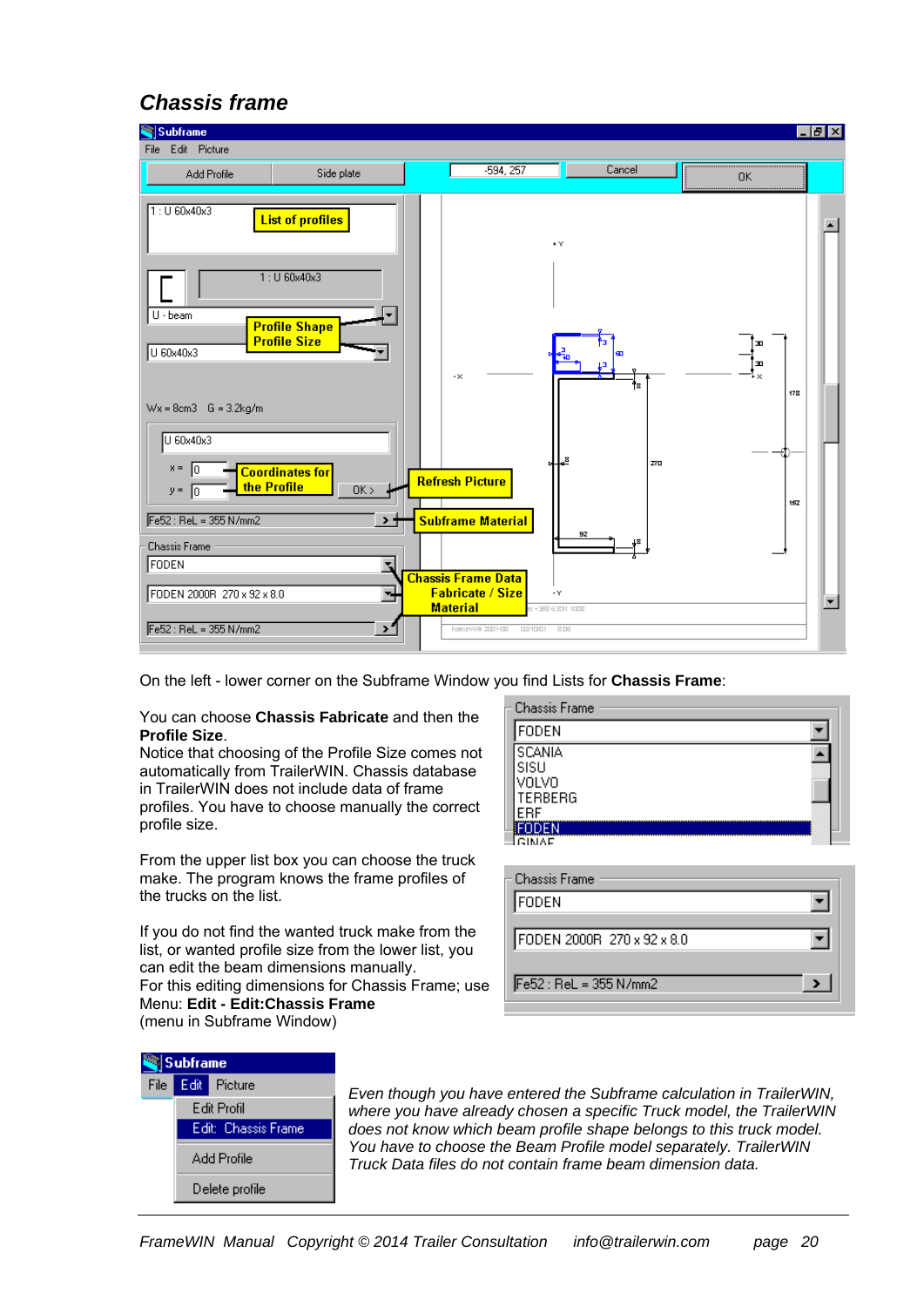## *Chassis frame*

On the left - lower corner on the Subframe Window you find Lists for **Chassis Frame**:

You can choose **Chassis Fabricate** and then the **Profile Size**.
Notice that choosing of the Profile Size comes not automatically from TrailerWIN. Chassis database in TrailerWIN does not include data of frame profiles. You have to choose manually the correct profile size.

From the upper list box you can choose the truck make. The program knows the frame profiles of the trucks on the list.

If you do not find the wanted truck make from the list, or wanted profile size from the lower list, you can edit the beam dimensions manually.
For this editing dimensions for Chassis Frame; use Menu: **Edit - Edit:Chassis Frame**
(menu in Subframe Window)

*Even though you have entered the Subframe calculation in TrailerWIN, where you have already chosen a specific Truck model, the TrailerWIN does not know which beam profile shape belongs to this truck model. You have to choose the Beam Profile model separately. TrailerWIN Truck Data files do not contain frame beam dimension data.*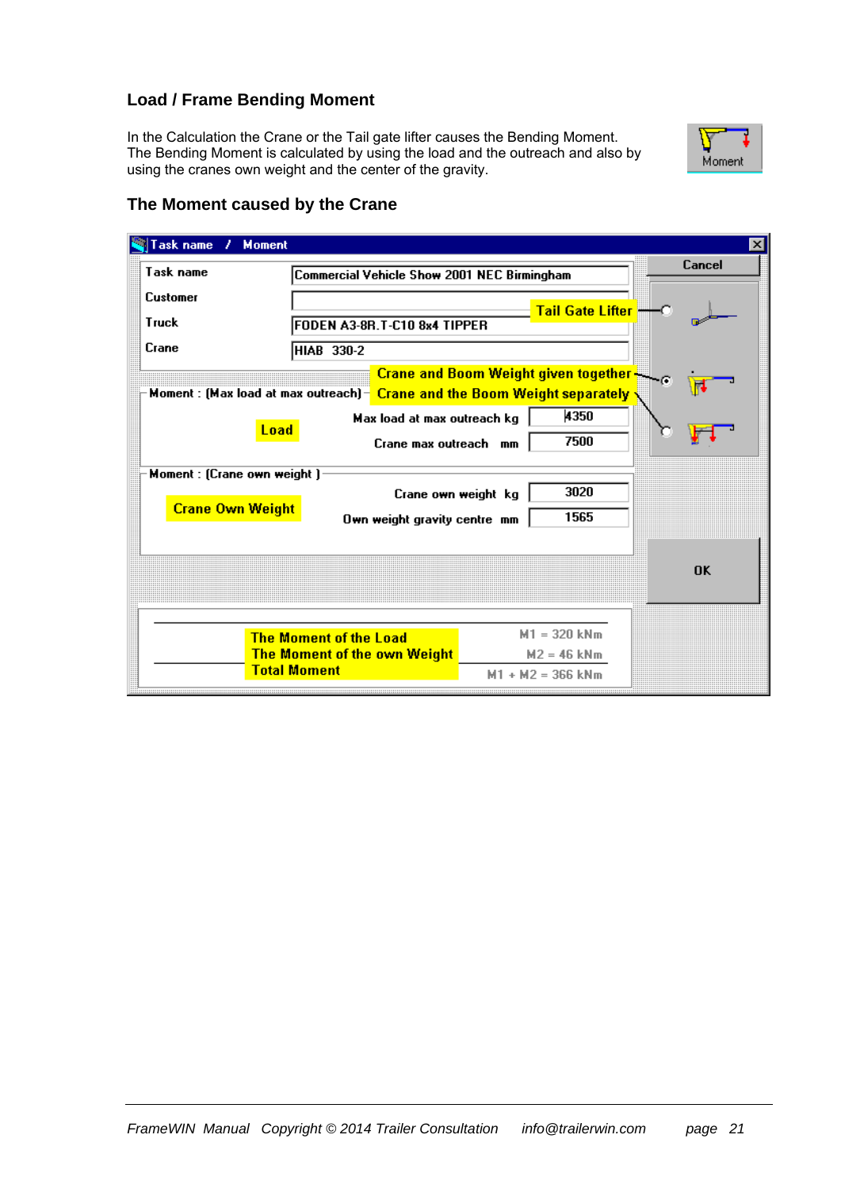## Load / Frame Bending Moment

In the Calculation the Crane or the Tail gate lifter causes the Bending Moment. The Bending Moment is calculated by using the load and the outreach and also by using the cranes own weight and the center of the gravity.

Moment

## The Moment caused by the Crane

Task name / Moment

| | |
|---|---|
| Task name | Commercial Vehicle Show 2001 NEC Birmingham |
| Customer | |
| Truck | FODEN A3-8R.T-C10 8x4 TIPPER |
| Crane | HIAB 330-2 |

Cancel

Tail Gate Lifter

Crane and Boom Weight given together

Crane and the Boom Weight separately

Moment : (Max load at max outreach)

Load

| | |
|---|---|
| Max load at max outreach kg | 4350 |
| Crane max outreach mm | 7500 |

Moment : (Crane own weight )

Crane Own Weight

| | |
|---|---|
| Crane own weight kg | 3020 |
| Own weight gravity centre mm | 1565 |

OK

| | |
|---|---|
| The Moment of the Load | M1 = 320 kNm |
| The Moment of the own Weight | M2 = 46 kNm |
| Total Moment | M1 + M2 = 366 kNm |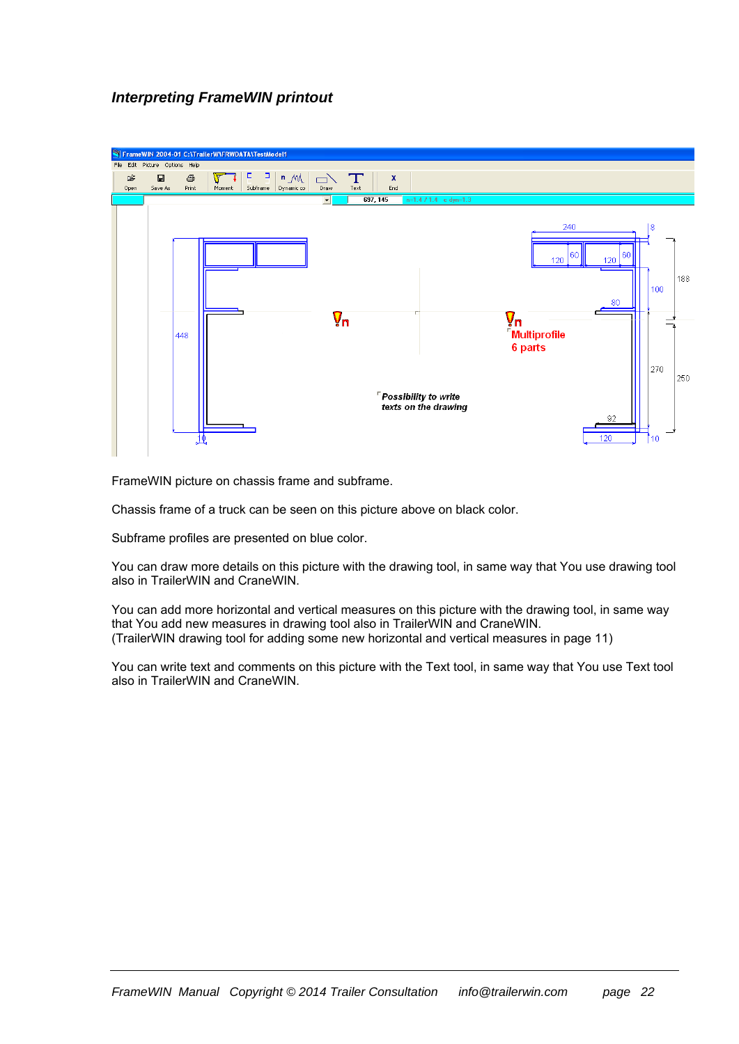### *Interpreting FrameWIN printout*

FrameWIN picture on chassis frame and subframe.

Chassis frame of a truck can be seen on this picture above on black color.

Subframe profiles are presented on blue color.

You can draw more details on this picture with the drawing tool, in same way that You use drawing tool also in TrailerWIN and CraneWIN.

You can add more horizontal and vertical measures on this picture with the drawing tool, in same way that You add new measures in drawing tool also in TrailerWIN and CraneWIN.
(TrailerWIN drawing tool for adding some new horizontal and vertical measures in page 11)

You can write text and comments on this picture with the Text tool, in same way that You use Text tool also in TrailerWIN and CraneWIN.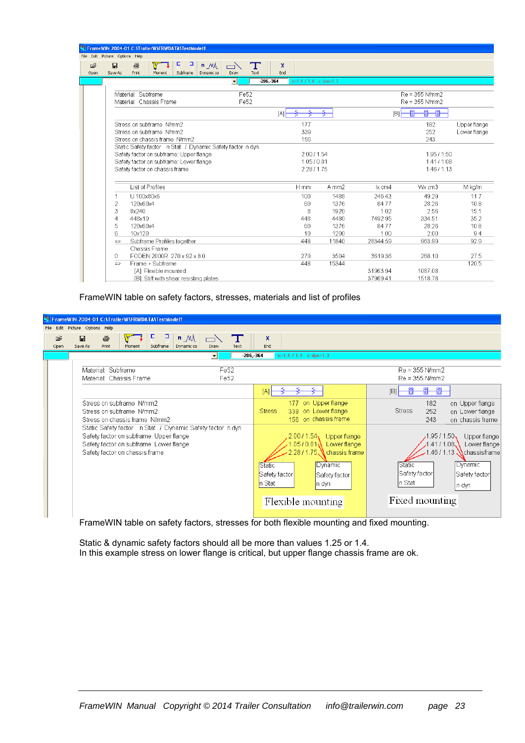FrameWIN 2004-01 C:\TrailerW\FRWDATA\TestModel1

File Edit Picture Options Help

Open Save As Print Moment Subframe Dynamic co Draw Text End

-286,-364 n=1.4 / 1.4 c dyn=1.3

| | | | | | |
|---|---|---|---|---|---|
| Material: Subframe | Fe52 | | Re = 355 N/mm2 | | |
| Material: Chassis Frame | Fe52 | | Re = 355 N/mm2 | | |
| | [A] | | [B] | | |
| Stress on subframe N/mm2 | 177 | | 182 | Upper flange | |
| Stress on subframe N/mm2 | 339 | | 252 | Lower flange | |
| Stress on chassis frame N/mm2 | 156 | | 243 | | |
| Static Safety factor n Stat / Dynamic Safety factor n dyn | | | | | |
| Safety factor on subframe: Upper flange | 2.00 / 1.54 | | 1.95 / 1.50 | | |
| Safety factor on subframe: Lower flange | 1.05 / 0.81 | | 1.41 / 1.08 | | |
| Safety factor on chassis frame | 2.28 / 1.75 | | 1.46 / 1.13 | | |

| | List of Profiles | H mm | A mm2 | Ix cm4 | Wx cm3 | M kg/m |
|---|---|---|---|---|---|---|
| 1 | U 100x80x6 | 100 | 1488 | 246.43 | 49.29 | 11.7 |
| 2 | 120x60x4 | 60 | 1376 | 84.77 | 28.26 | 10.8 |
| 3 | 8x240 | 8 | 1920 | 1.02 | 2.56 | 15.1 |
| 4 | 448x10 | 448 | 4480 | 7492.95 | 334.51 | 35.2 |
| 5 | 120x60x4 | 60 | 1376 | 84.77 | 28.26 | 10.8 |
| 6 | 10x120 | 10 | 1200 | 1.00 | 2.00 | 9.4 |
| => | Subframe Profiles together | 448 | 11840 | 28344.59 | 963.99 | 92.9 |
| | Chassis Frame | | | | | |
| 0 | FODEN 2000R 270 x 92 x 8.0 | 270 | 3504 | 3619.36 | 268.10 | 27.5 |
| => | Frame + Subframe | 448 | 15344 | | | 120.5 |
| | [A] Flexible mounted | | | 31963.94 | 1087.08 | |
| | [B] Stiff with shear resisting plates | | | 37969.41 | 1518.78 | |

FrameWIN table on safety factors, stresses, materials and list of profiles

FrameWIN 2004-01 C:\TrailerW\FRWDATA\TestModel1

| | | | | |
|---|---|---|---|---|
| Material: Subframe | Fe52 | | Re = 355 N/mm2 | |
| Material: Chassis Frame | Fe52 | | Re = 355 N/mm2 | |
| | [A] | | [B] | |
| Stress on subframe N/mm2 | Stress 177 | on Upper flange | Stress 182 | on Upper flange |
| Stress on subframe N/mm2 | 339 | on Lower flange | 252 | on Lower flange |
| Stress on chassis frame N/mm2 | 156 | on chassis frame | 243 | on chassis frame |
| Static Safety factor n Stat / Dynamic Safety factor n dyn | | | | |
| Safety factor on subframe: Upper flange | 2.00 / 1.54 | Upper flange | 1.95 / 1.50 | Upper flange |
| Safety factor on subframe: Lower flange | 1.05 / 0.81 | Lower flange | 1.41 / 1.08 | Lower flange |
| Safety factor on chassis frame | 2.28 / 1.75 | chassis frame | 1.46 / 1.13 | chassisframe |
| | Static Safety factor n Stat | Dynamic Safety factor n dyn | Static Safety factor n Stat | Dynamic Safety factor n dyn |
| | Flexible mounting | | Fixed mounting | |

FrameWIN table on safety factors, stresses for both flexible mounting and fixed mounting.

Static & dynamic safety factors should all be more than values 1.25 or 1.4.
In this example stress on lower flange is critical, but upper flange chassis frame are ok.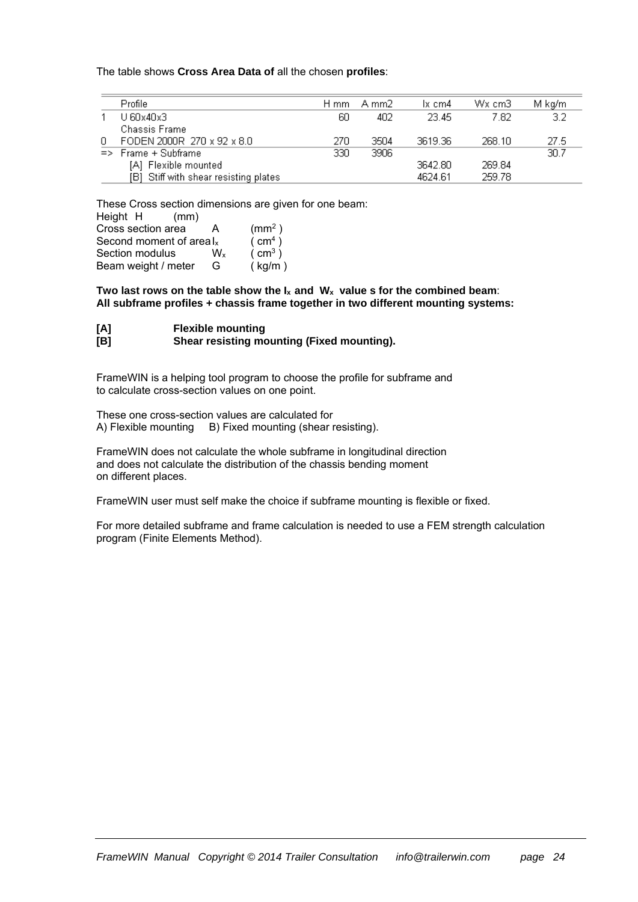The table shows **Cross Area Data of** all the chosen **profiles**:

| | Profile | H mm | A mm2 | Ix cm4 | Wx cm3 | M kg/m |
|---|---|---|---|---|---|---|
| 1 | U 60x40x3 | 60 | 402 | 23.45 | 7.82 | 3.2 |
| | Chassis Frame | | | | | |
| 0 | FODEN 2000R 270 x 92 x 8.0 | 270 | 3504 | 3619.36 | 268.10 | 27.5 |
| => | Frame + Subframe | 330 | 3906 | | | 30.7 |
| | [A] Flexible mounted | | | 3642.80 | 269.84 | |
| | [B] Stiff with shear resisting plates | | | 4624.61 | 259.78 | |

These Cross section dimensions are given for one beam:

| | | |
|---|---|---|
| Height H | | (mm) |
| Cross section area | A | ($mm^2$ ) |
| Second moment of area | $I_x$ | ( $cm^4$ ) |
| Section modulus | $W_x$ | ( $cm^3$ ) |
| Beam weight / meter | G | ( kg/m ) |

**Two last rows on the table show the $I_x$ and $W_x$ value s for the combined beam**:
**All subframe profiles + chassis frame together in two different mounting systems:**

**[A]** **Flexible mounting**
**[B]** **Shear resisting mounting (Fixed mounting).**

FrameWIN is a helping tool program to choose the profile for subframe and
to calculate cross-section values on one point.

These one cross-section values are calculated for
A) Flexible mounting B) Fixed mounting (shear resisting).

FrameWIN does not calculate the whole subframe in longitudinal direction
and does not calculate the distribution of the chassis bending moment
on different places.

FrameWIN user must self make the choice if subframe mounting is flexible or fixed.

For more detailed subframe and frame calculation is needed to use a FEM strength calculation
program (Finite Elements Method).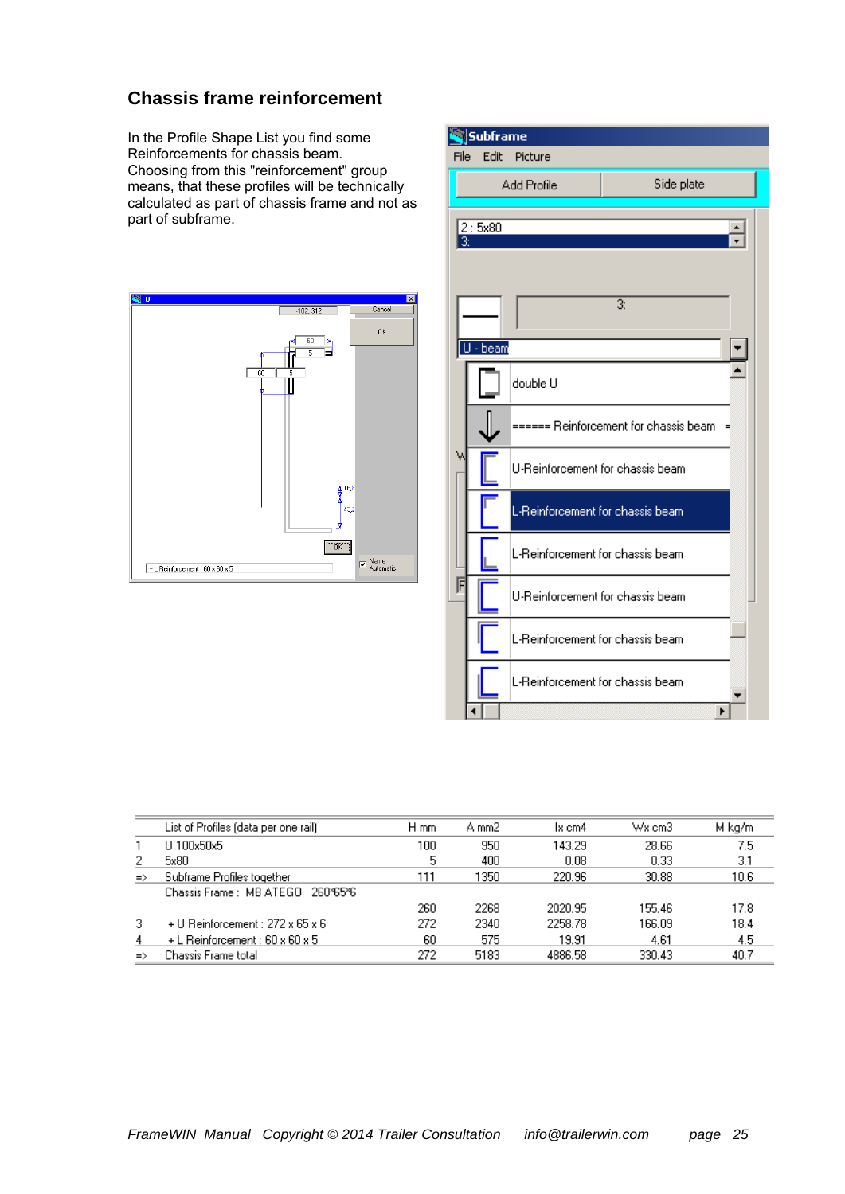## Chassis frame reinforcement

In the Profile Shape List you find some Reinforcements for chassis beam. Choosing from this "reinforcement" group means, that these profiles will be technically calculated as part of chassis frame and not as part of subframe.

| | List of Profiles (data per one rail) | H mm | A mm2 | Ix cm4 | Wx cm3 | M kg/m |
|---|---|---|---|---|---|---|
| 1 | U 100x50x5 | 100 | 950 | 143.29 | 28.66 | 7.5 |
| 2 | 5x80 | 5 | 400 | 0.08 | 0.33 | 3.1 |
| => | Subframe Profiles together | 111 | 1350 | 220.96 | 30.88 | 10.6 |
| | Chassis Frame : MB ATEGO 260*65*6 | | | | | |
| | | 260 | 2268 | 2020.95 | 155.46 | 17.8 |
| 3 | + U Reinforcement : 272 x 65 x 6 | 272 | 2340 | 2258.78 | 166.09 | 18.4 |
| 4 | + L Reinforcement : 60 x 60 x 5 | 60 | 575 | 19.91 | 4.61 | 4.5 |
| => | Chassis Frame total | 272 | 5183 | 4886.58 | 330.43 | 40.7 |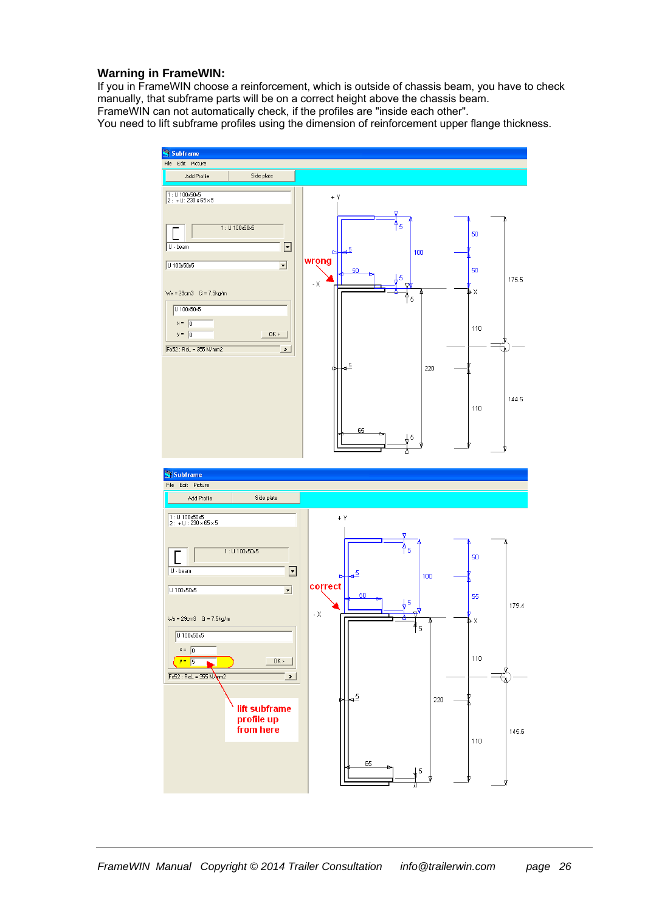**Warning in FrameWIN:**

If you in FrameWIN choose a reinforcement, which is outside of chassis beam, you have to check manually, that subframe parts will be on a correct height above the chassis beam.
FrameWIN can not automatically check, if the profiles are "inside each other".
You need to lift subframe profiles using the dimension of reinforcement upper flange thickness.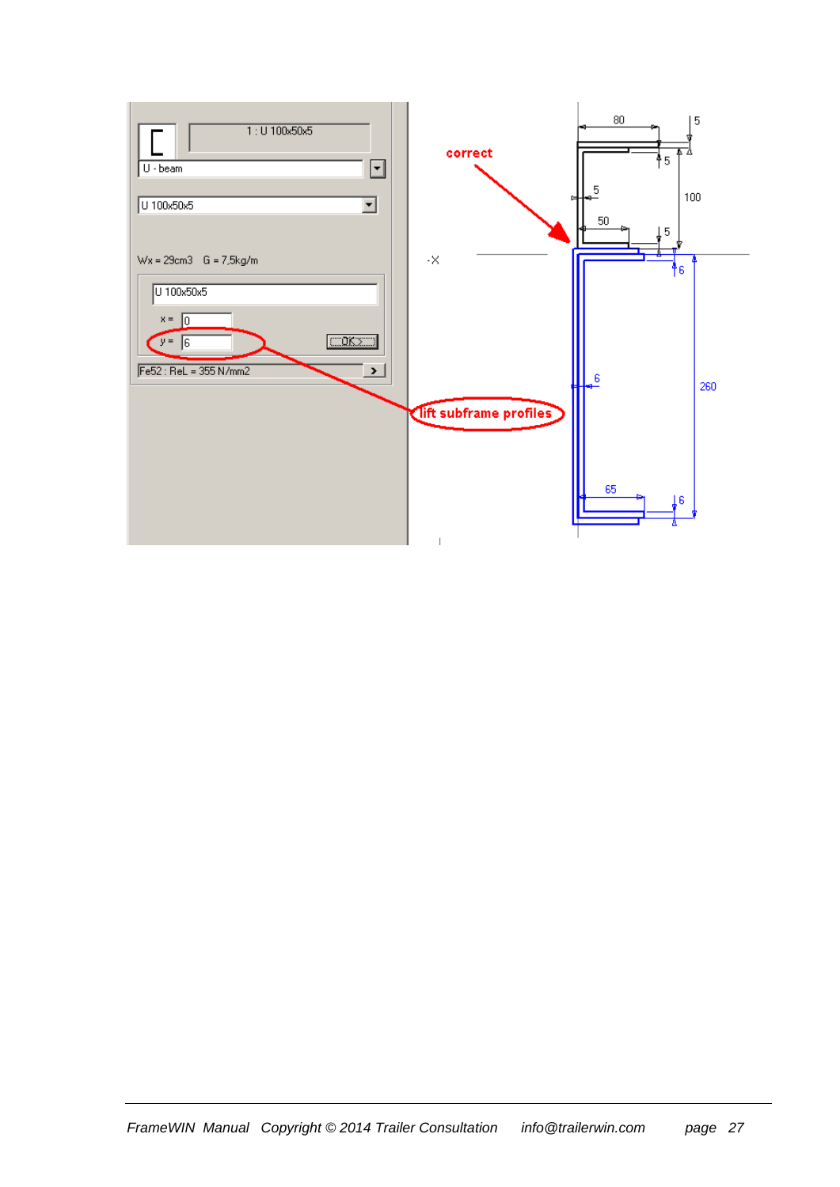1 : U 100x50x5

U - beam

U 100x50x5

Wx = 29cm3 G = 7,5kg/m

U 100x50x5

x = 0

y = 6

OK

Fe52 : ReL = 355 N/mm2

correct

lift subframe profiles

80 5 5 100 5 50 5

-X

6 6 260 65 6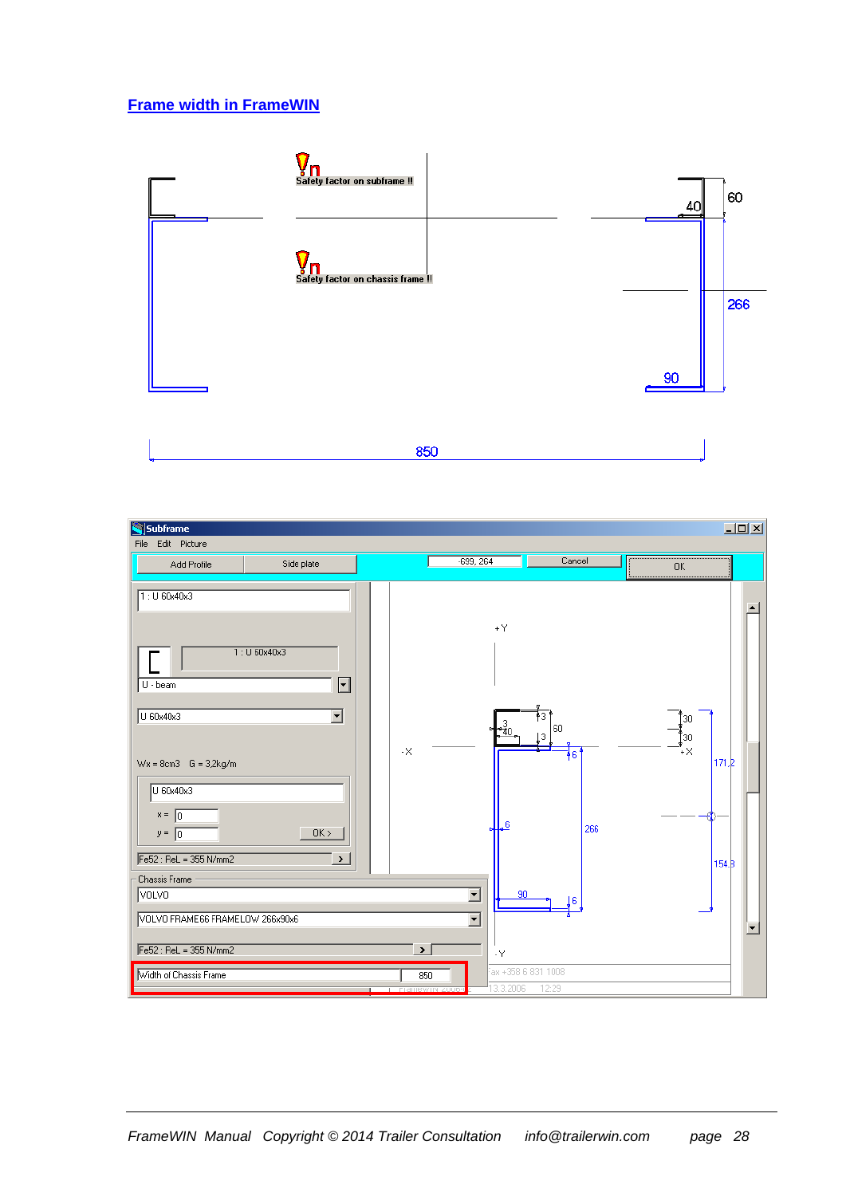## Frame width in FrameWIN

Safety factor on subframe !!

Safety factor on chassis frame !!

40

60

266

90

850

Subframe

File Edit Picture

Add Profile | Side plate | -699, 264 | Cancel | OK

1 : U 60x40x3

1 : U 60x40x3

U - beam

U 60x40x3

Wx = 8cm3 G = 3,2kg/m

U 60x40x3

x = 0

y = 0

OK >

Fe52 : ReL = 355 N/mm2

Chassis Frame

VOLVO

VOLVO FRAME66 FRAMELOW 266x90x6

Fe52 : ReL = 355 N/mm2

Width of Chassis Frame 850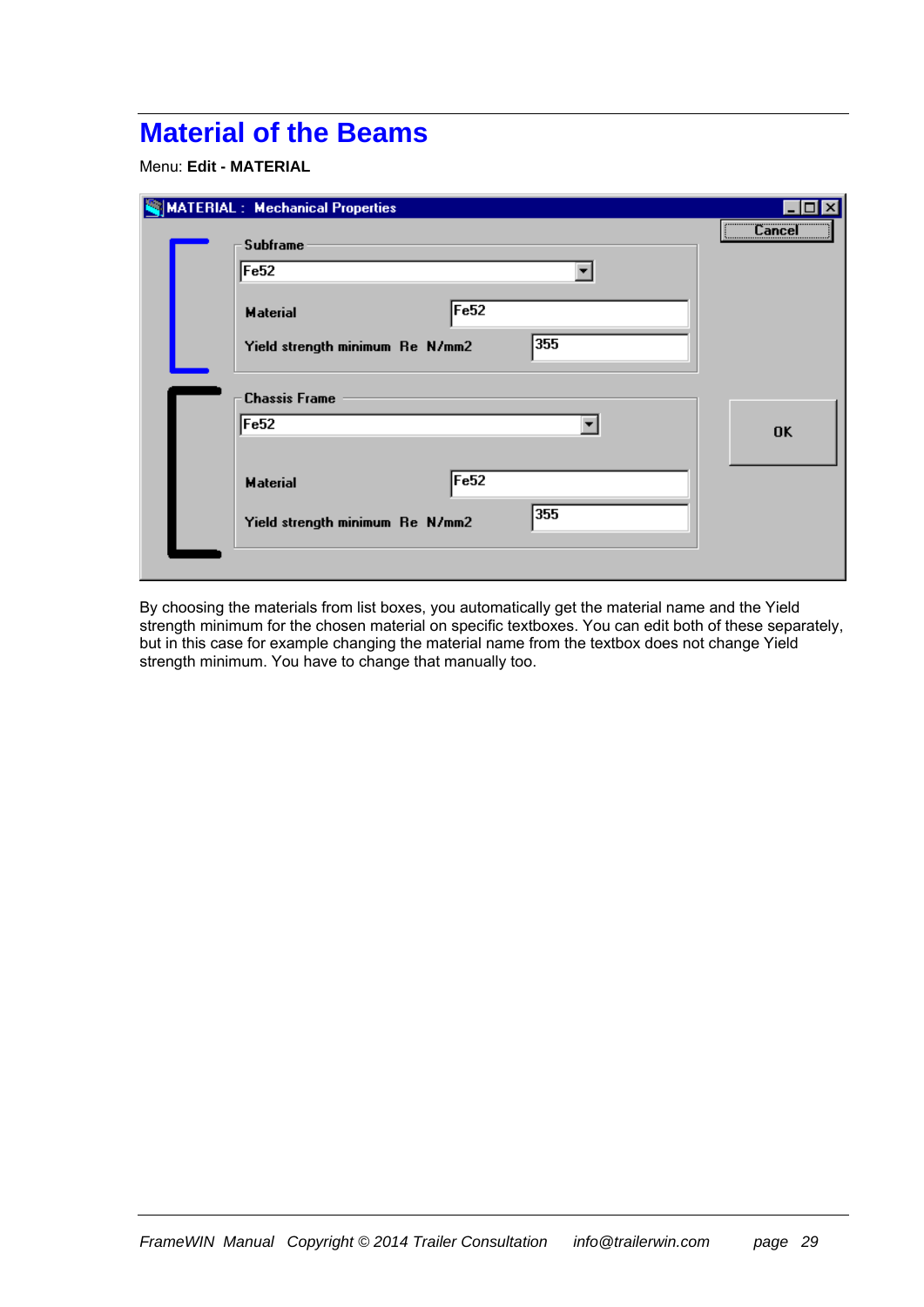# Material of the Beams

Menu: **Edit - MATERIAL**

By choosing the materials from list boxes, you automatically get the material name and the Yield strength minimum for the chosen material on specific textboxes. You can edit both of these separately, but in this case for example changing the material name from the textbox does not change Yield strength minimum. You have to change that manually too.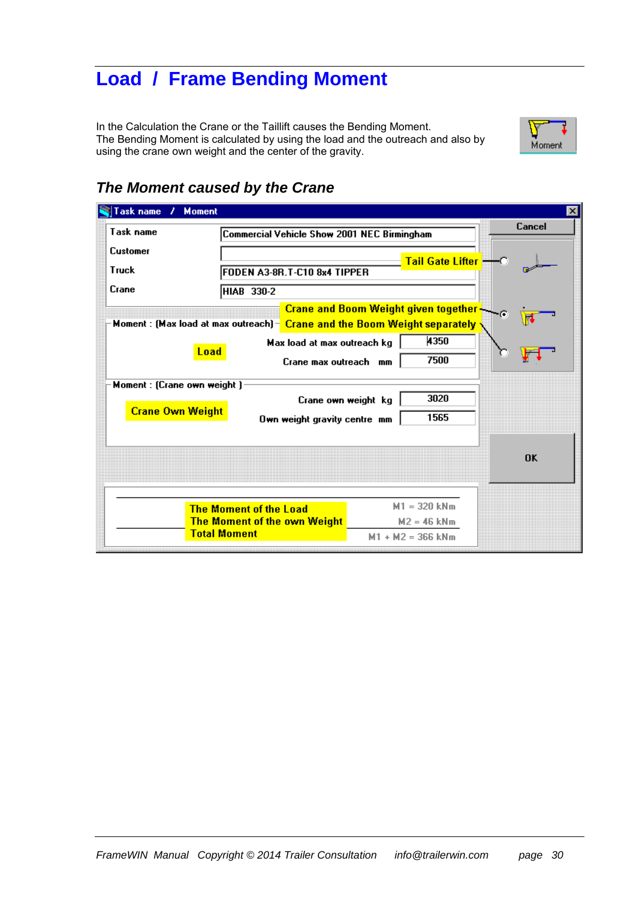# Load / Frame Bending Moment

In the Calculation the Crane or the Taillift causes the Bending Moment.
The Bending Moment is calculated by using the load and the outreach and also by using the crane own weight and the center of the gravity.

Moment

## *The Moment caused by the Crane*

Task name / Moment

Cancel

| | |
|---|---|
| Task name | Commercial Vehicle Show 2001 NEC Birmingham |
| Customer | |
| Truck | FODEN A3-8R.T-C10 8x4 TIPPER |
| Crane | HIAB 330-2 |

Tail Gate Lifter

Crane and Boom Weight given together

Crane and the Boom Weight separately

Moment : (Max load at max outreach)

Load

| | |
|---|---|
| Max load at max outreach kg | 4350 |
| Crane max outreach mm | 7500 |

Moment : (Crane own weight )

Crane Own Weight

| | |
|---|---|
| Crane own weight kg | 3020 |
| Own weight gravity centre mm | 1565 |

OK

| | |
|---|---|
| The Moment of the Load | M1 = 320 kNm |
| The Moment of the own Weight | M2 = 46 kNm |
| Total Moment | M1 + M2 = 366 kNm |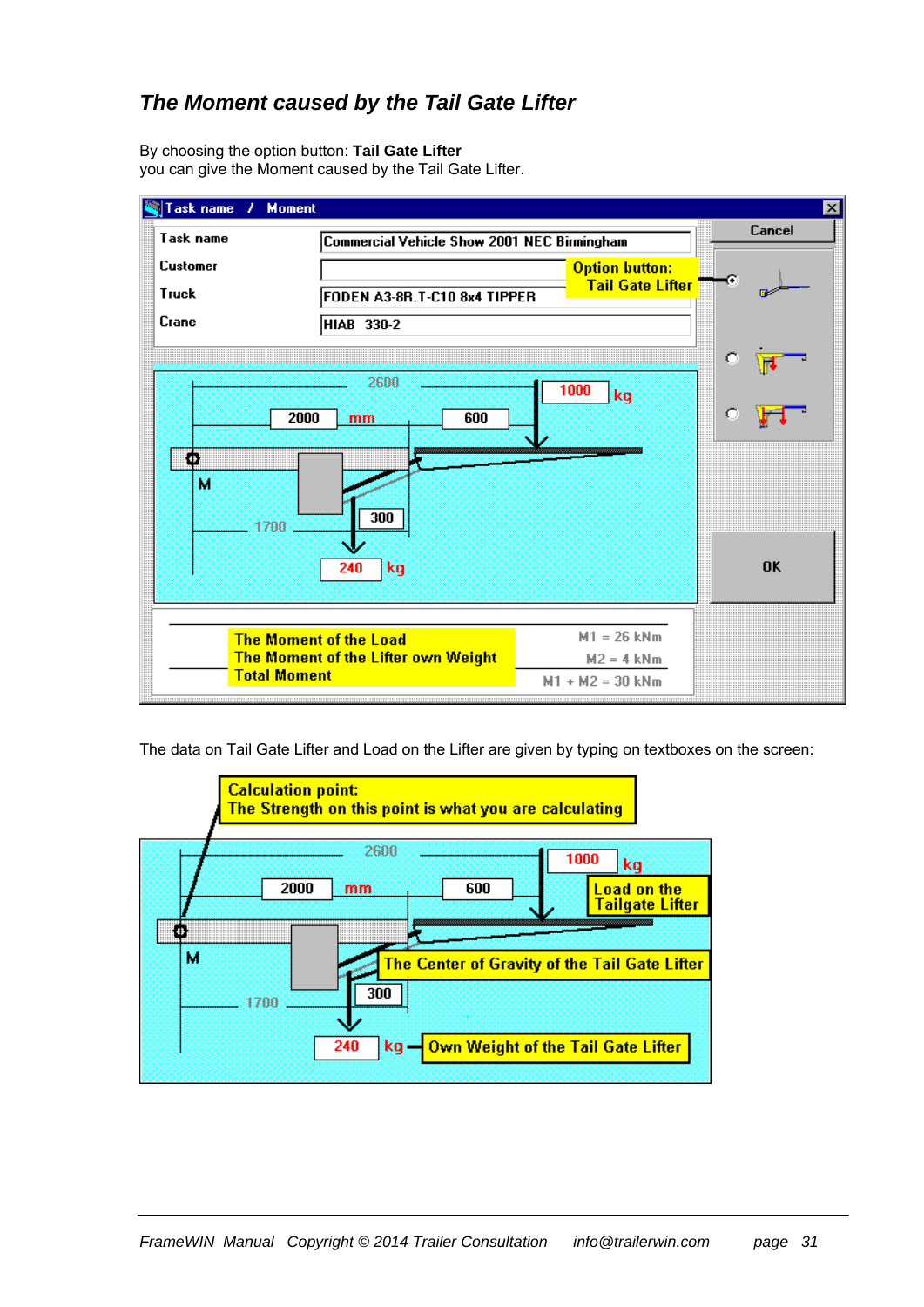## *The Moment caused by the Tail Gate Lifter*

By choosing the option button: **Tail Gate Lifter**
you can give the Moment caused by the Tail Gate Lifter.

Task name / Moment

| | |
|---|---|
| Task name | Commercial Vehicle Show 2001 NEC Birmingham |
| Customer | |
| Truck | FODEN A3-8R.T-C10 8x4 TIPPER |
| Crane | HIAB 330-2 |

Option button: Tail Gate Lifter

Cancel

OK

2600 — 2000 mm — 600 — 1000 kg — M — 1700 — 300 — 240 kg

The Moment of the Load — M1 = 26 kNm
The Moment of the Lifter own Weight — M2 = 4 kNm
Total Moment — M1 + M2 = 30 kNm

The data on Tail Gate Lifter and Load on the Lifter are given by typing on textboxes on the screen:

**Calculation point:**
**The Strength on this point is what you are calculating**

2600 — 2000 mm — 600 — 1000 kg — **Load on the Tailgate Lifter**

M — **The Center of Gravity of the Tail Gate Lifter** — 1700 — 300

240 kg — **Own Weight of the Tail Gate Lifter**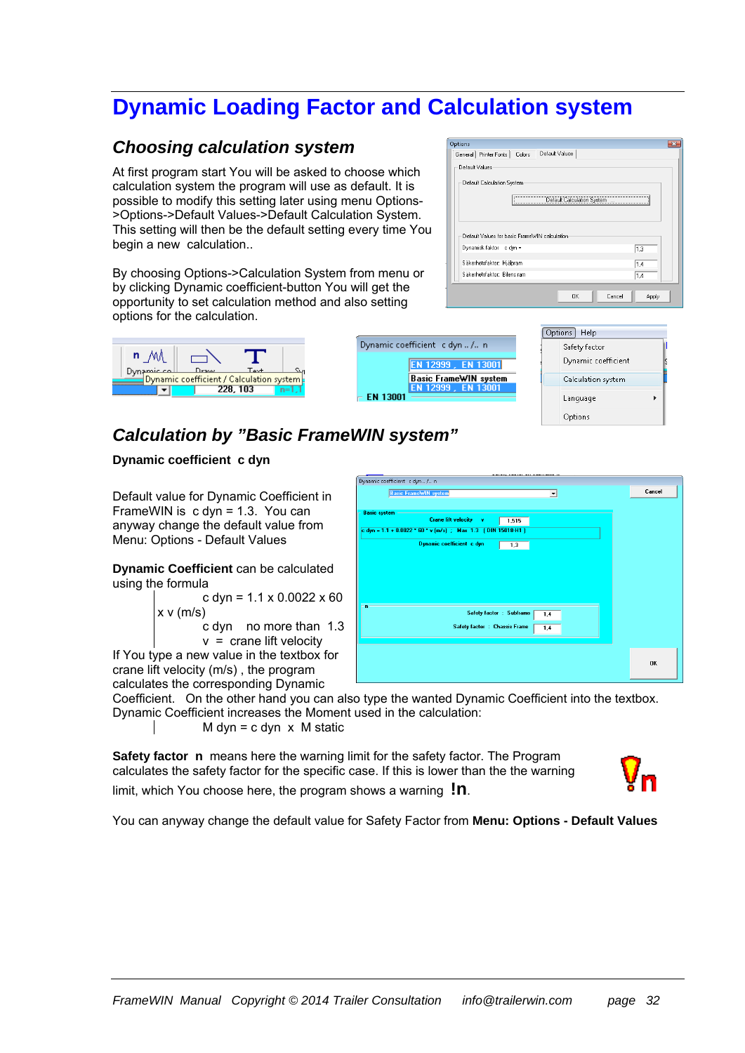# Dynamic Loading Factor and Calculation system

## Choosing calculation system

At first program start You will be asked to choose which calculation system the program will use as default. It is possible to modify this setting later using menu Options->Options->Default Values->Default Calculation System. This setting will then be the default setting every time You begin a new calculation..

By choosing Options->Calculation System from menu or by clicking Dynamic coefficient-button You will get the opportunity to set calculation method and also setting options for the calculation.

## Calculation by "Basic FrameWIN system"

**Dynamic coefficient c dyn**

Default value for Dynamic Coefficient in FrameWIN is c dyn = 1.3. You can anyway change the default value from Menu: Options - Default Values

**Dynamic Coefficient** can be calculated using the formula

$$c\ dyn = 1.1 \times 0.0022 \times 60 \times v\ (m/s)$$

c dyn no more than 1.3

v = crane lift velocity

If You type a new value in the textbox for crane lift velocity (m/s) , the program calculates the corresponding Dynamic Coefficient. On the other hand you can also type the wanted Dynamic Coefficient into the textbox.
Dynamic Coefficient increases the Moment used in the calculation:

$$M\ dyn = c\ dyn \times M\ static$$

**Safety factor n** means here the warning limit for the safety factor. The Program calculates the safety factor for the specific case. If this is lower than the the warning limit, which You choose here, the program shows a warning **!n**.

You can anyway change the default value for Safety Factor from **Menu: Options - Default Values**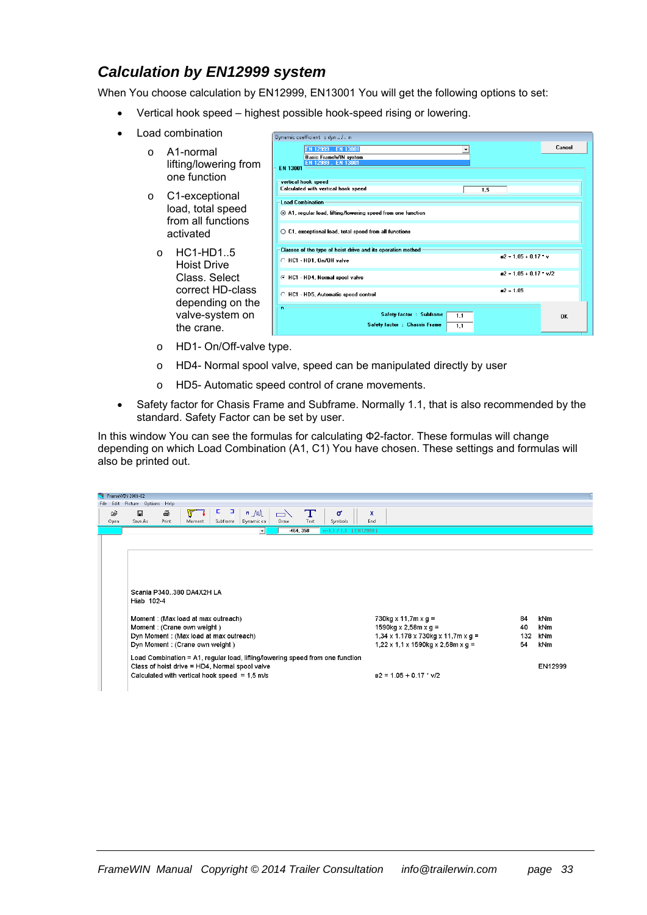## *Calculation by EN12999 system*

When You choose calculation by EN12999, EN13001 You will get the following options to set:

- Vertical hook speed – highest possible hook-speed rising or lowering.
- Load combination
  - A1-normal lifting/lowering from one function
  - C1-exceptional load, total speed from all functions activated
  - HC1-HD1..5 Hoist Drive Class. Select correct HD-class depending on the valve-system on the crane.
  - HD1- On/Off-valve type.
  - HD4- Normal spool valve, speed can be manipulated directly by user
  - HD5- Automatic speed control of crane movements.
- Safety factor for Chasis Frame and Subframe. Normally 1.1, that is also recommended by the standard. Safety Factor can be set by user.

In this window You can see the formulas for calculating Φ2-factor. These formulas will change depending on which Load Combination (A1, C1) You have chosen. These settings and formulas will also be printed out.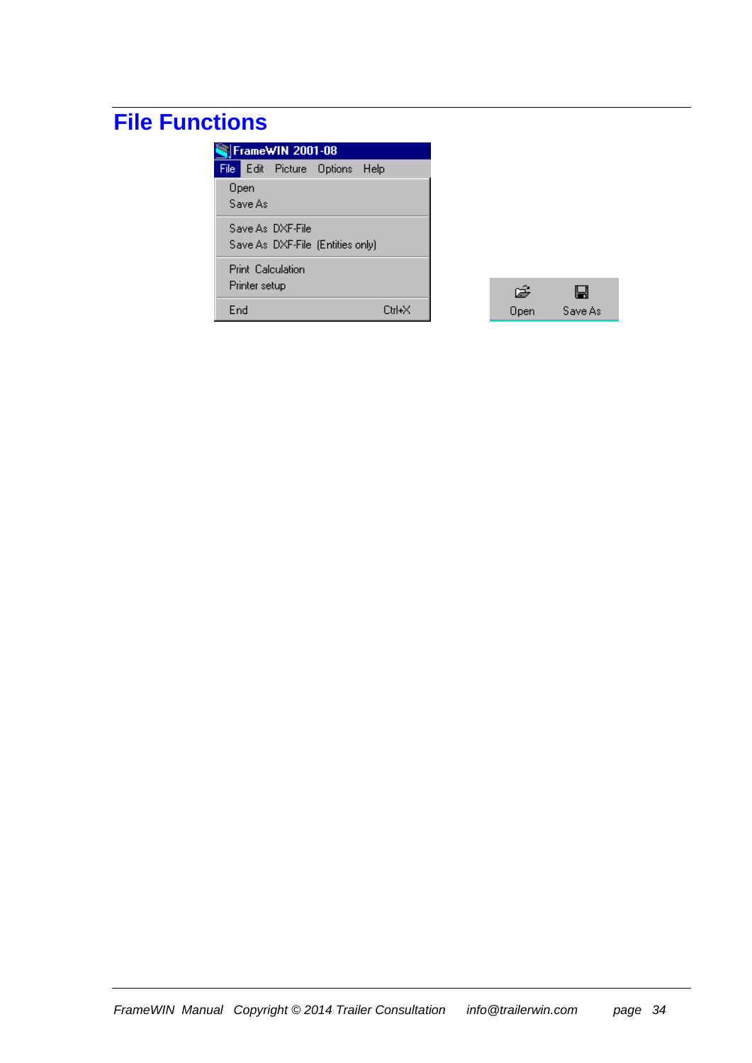# File Functions

FrameWIN 2001-08

File Edit Picture Options Help

Open
Save As

Save As DXF-File
Save As DXF-File (Entities only)

Print Calculation
Printer setup

End Ctrl+X

Open Save As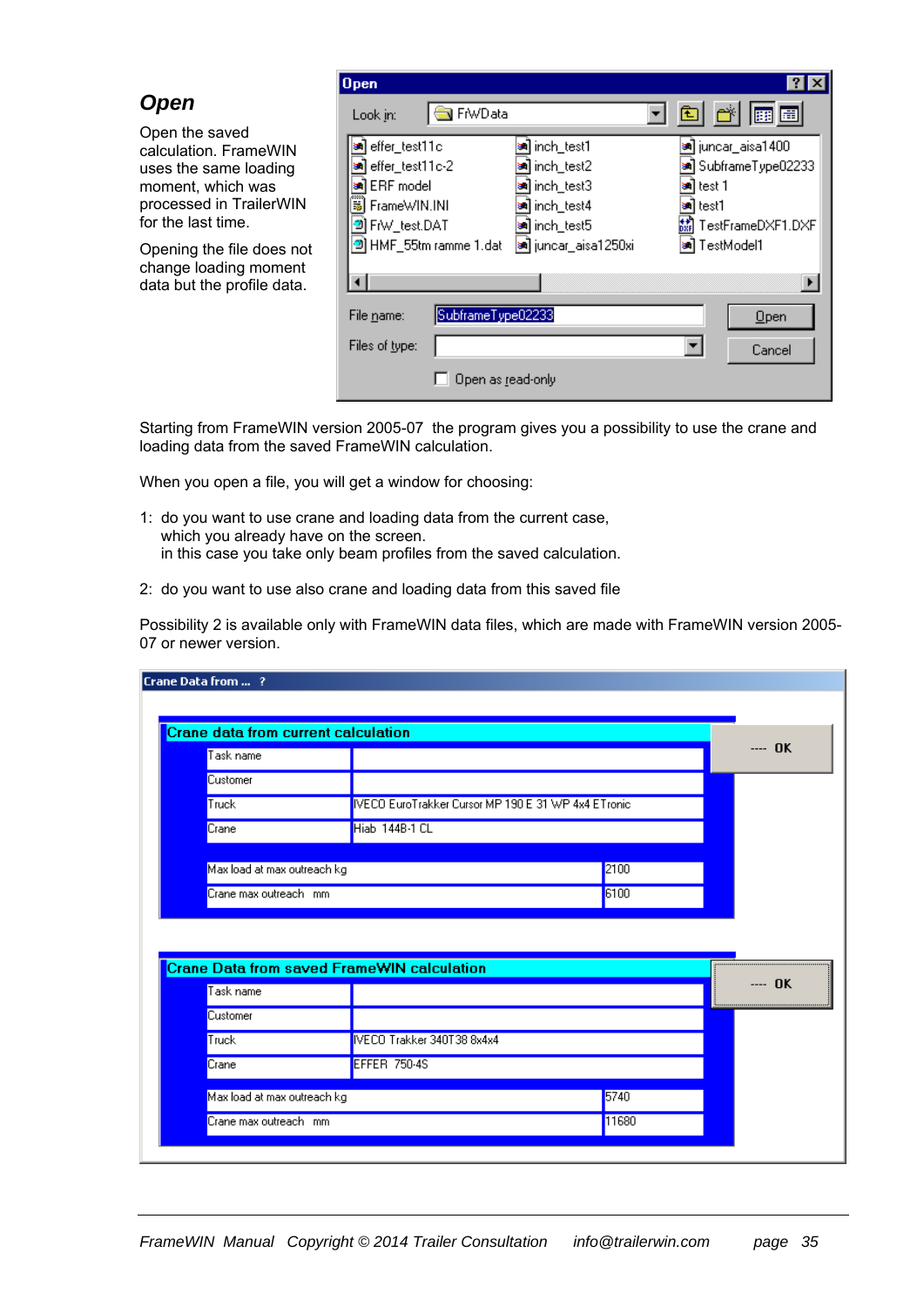## Open

Open the saved calculation. FrameWIN uses the same loading moment, which was processed in TrailerWIN for the last time.

Opening the file does not change loading moment data but the profile data.

Starting from FrameWIN version 2005-07 the program gives you a possibility to use the crane and loading data from the saved FrameWIN calculation.

When you open a file, you will get a window for choosing:

1: do you want to use crane and loading data from the current case, which you already have on the screen.
in this case you take only beam profiles from the saved calculation.

2: do you want to use also crane and loading data from this saved file

Possibility 2 is available only with FrameWIN data files, which are made with FrameWIN version 2005-07 or newer version.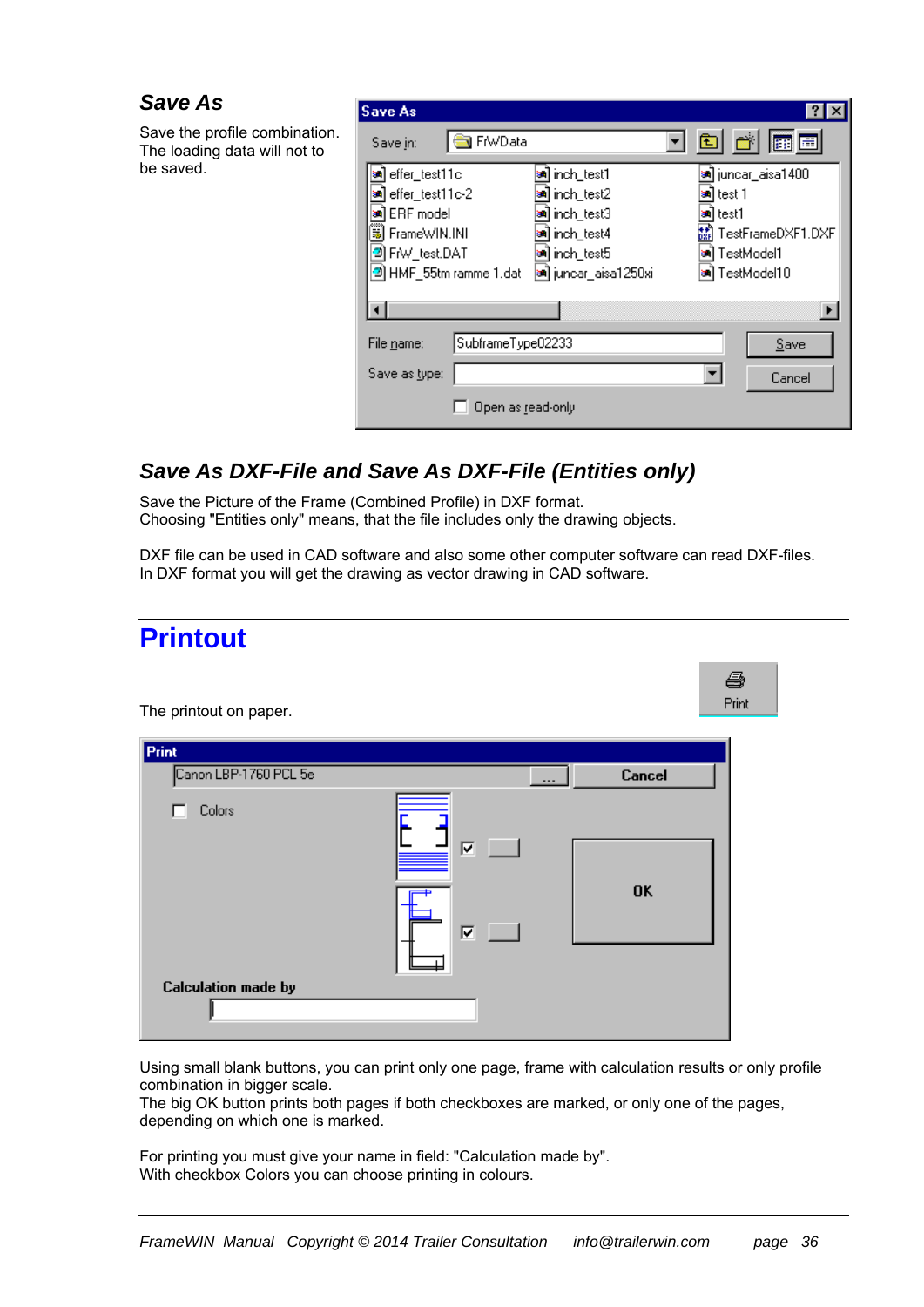## *Save As*

Save the profile combination. The loading data will not to be saved.

## *Save As DXF-File and Save As DXF-File (Entities only)*

Save the Picture of the Frame (Combined Profile) in DXF format.
Choosing "Entities only" means, that the file includes only the drawing objects.

DXF file can be used in CAD software and also some other computer software can read DXF-files.
In DXF format you will get the drawing as vector drawing in CAD software.

# Printout

The printout on paper.

Using small blank buttons, you can print only one page, frame with calculation results or only profile combination in bigger scale.
The big OK button prints both pages if both checkboxes are marked, or only one of the pages, depending on which one is marked.

For printing you must give your name in field: "Calculation made by".
With checkbox Colors you can choose printing in colours.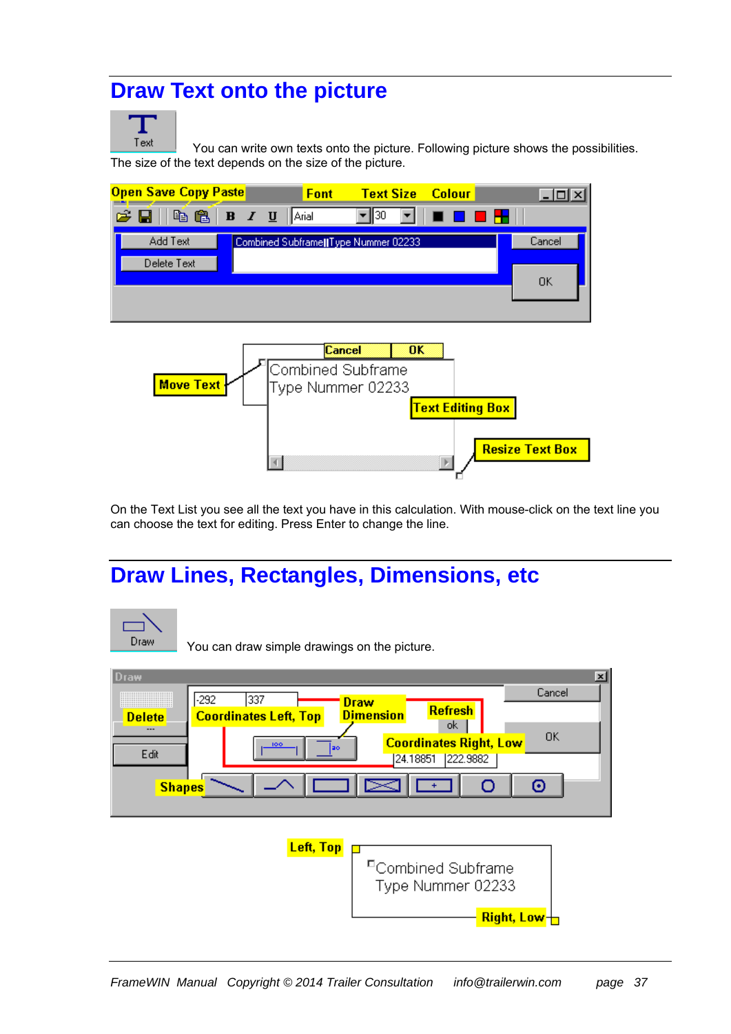## Draw Text onto the picture

You can write own texts onto the picture. Following picture shows the possibilities. The size of the text depends on the size of the picture.

On the Text List you see all the text you have in this calculation. With mouse-click on the text line you can choose the text for editing. Press Enter to change the line.

## Draw Lines, Rectangles, Dimensions, etc

You can draw simple drawings on the picture.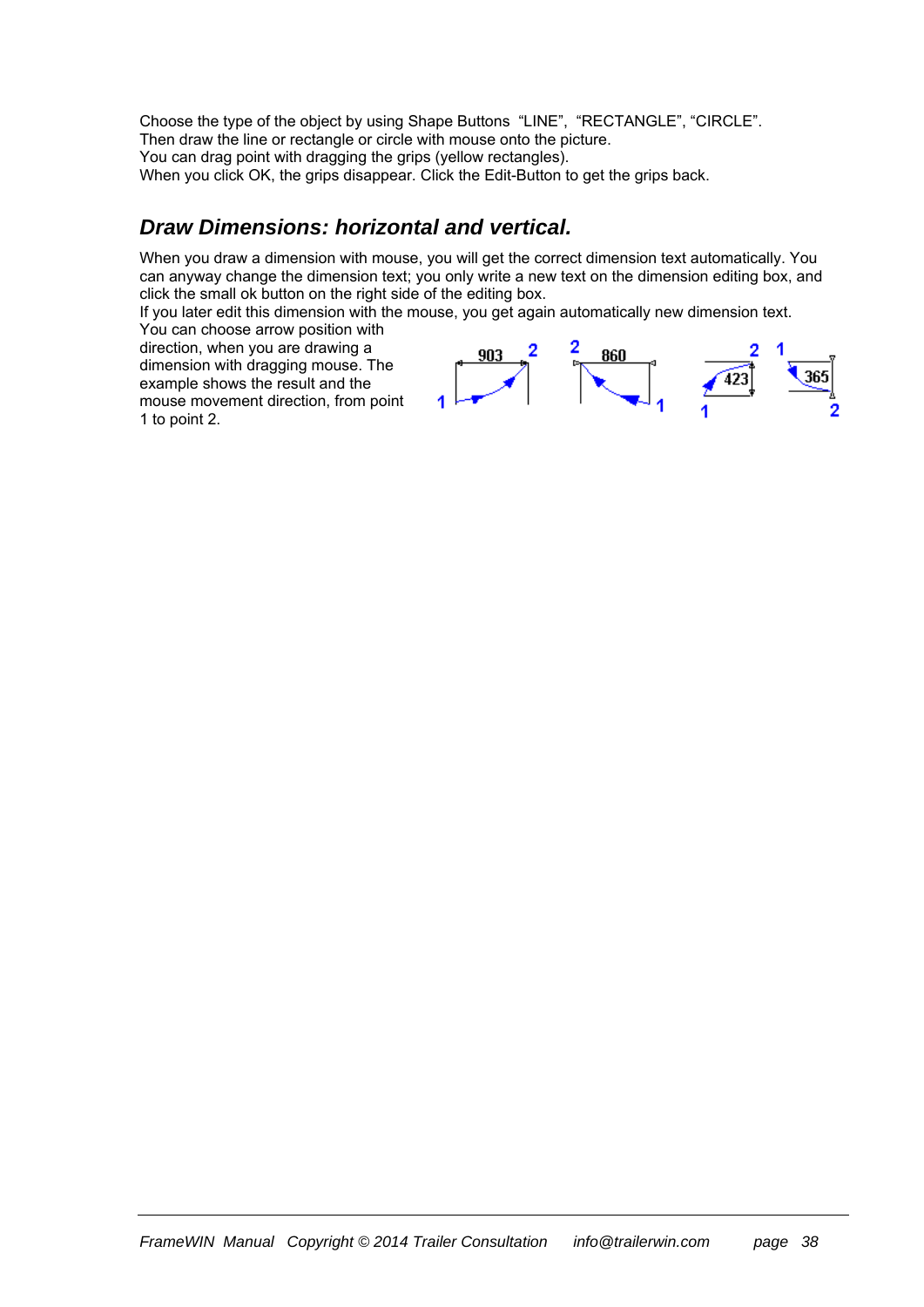Choose the type of the object by using Shape Buttons "LINE", "RECTANGLE", "CIRCLE".
Then draw the line or rectangle or circle with mouse onto the picture.
You can drag point with dragging the grips (yellow rectangles).
When you click OK, the grips disappear. Click the Edit-Button to get the grips back.

## *Draw Dimensions: horizontal and vertical.*

When you draw a dimension with mouse, you will get the correct dimension text automatically. You can anyway change the dimension text; you only write a new text on the dimension editing box, and click the small ok button on the right side of the editing box.
If you later edit this dimension with the mouse, you get again automatically new dimension text.
You can choose arrow position with direction, when you are drawing a dimension with dragging mouse. The example shows the result and the mouse movement direction, from point 1 to point 2.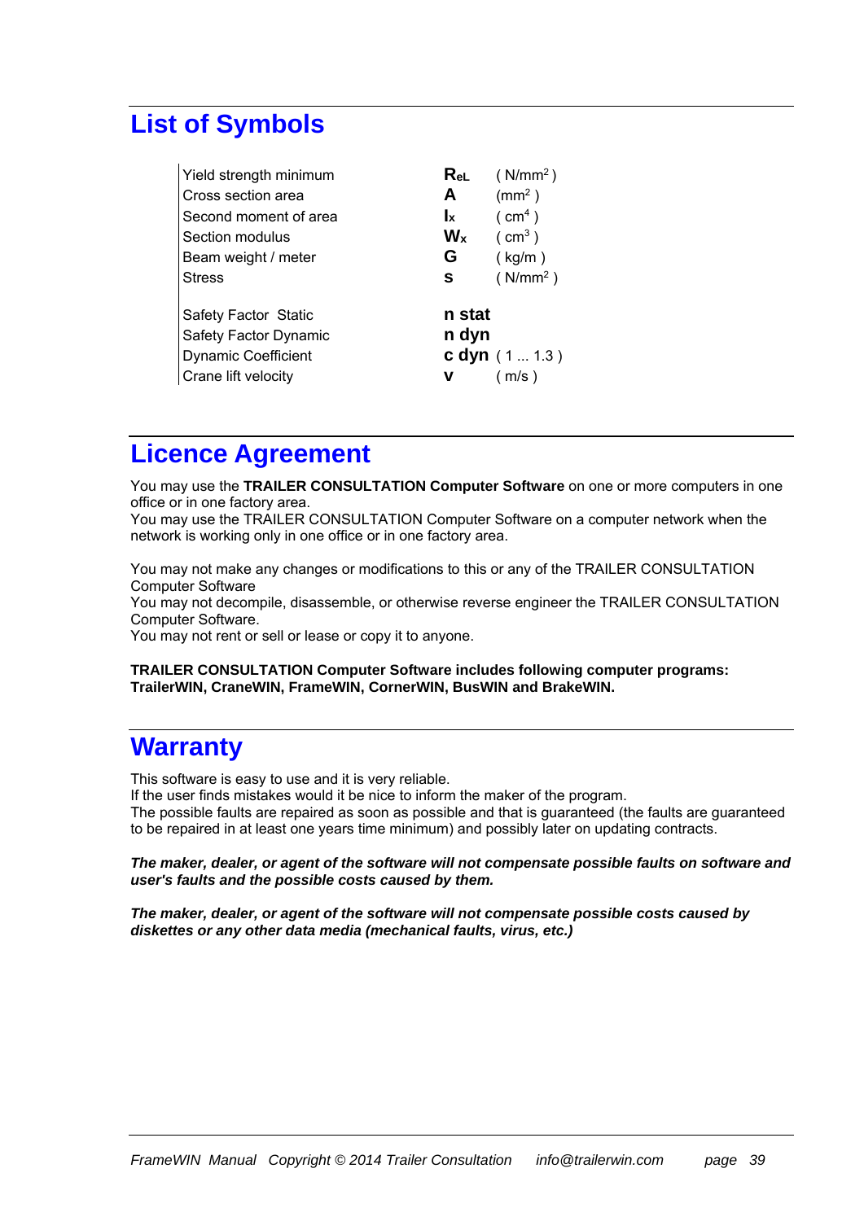## List of Symbols

| | | |
|---|---|---|
| Yield strength minimum | $R_{eL}$ | ( $N/mm^2$ ) |
| Cross section area | **A** | ( $mm^2$ ) |
| Second moment of area | $I_x$ | ( $cm^4$ ) |
| Section modulus | $W_x$ | ( $cm^3$ ) |
| Beam weight / meter | **G** | ( kg/m ) |
| Stress | **s** | ( $N/mm^2$ ) |
| Safety Factor Static | **n stat** | |
| Safety Factor Dynamic | **n dyn** | |
| Dynamic Coefficient | **c dyn** | ( 1 ... 1.3 ) |
| Crane lift velocity | **v** | ( m/s ) |

## Licence Agreement

You may use the **TRAILER CONSULTATION Computer Software** on one or more computers in one office or in one factory area.
You may use the TRAILER CONSULTATION Computer Software on a computer network when the network is working only in one office or in one factory area.

You may not make any changes or modifications to this or any of the TRAILER CONSULTATION Computer Software
You may not decompile, disassemble, or otherwise reverse engineer the TRAILER CONSULTATION Computer Software.
You may not rent or sell or lease or copy it to anyone.

**TRAILER CONSULTATION Computer Software includes following computer programs: TrailerWIN, CraneWIN, FrameWIN, CornerWIN, BusWIN and BrakeWIN.**

## Warranty

This software is easy to use and it is very reliable.
If the user finds mistakes would it be nice to inform the maker of the program.
The possible faults are repaired as soon as possible and that is guaranteed (the faults are guaranteed to be repaired in at least one years time minimum) and possibly later on updating contracts.

***The maker, dealer, or agent of the software will not compensate possible faults on software and user's faults and the possible costs caused by them.***

***The maker, dealer, or agent of the software will not compensate possible costs caused by diskettes or any other data media (mechanical faults, virus, etc.)***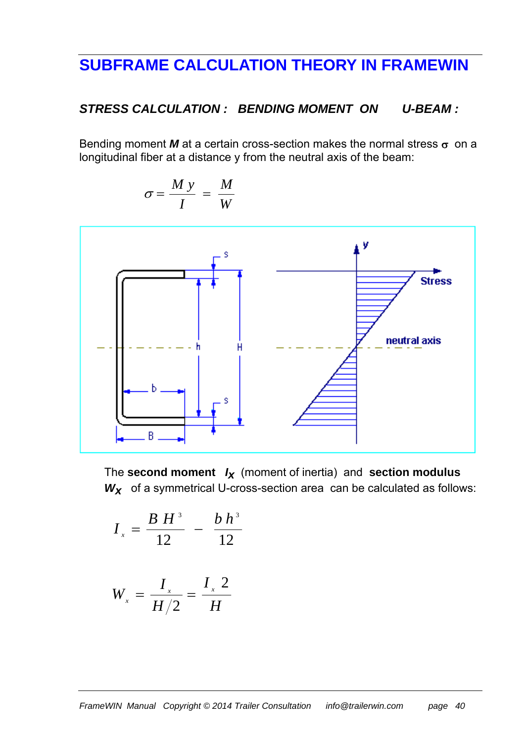# SUBFRAME CALCULATION THEORY IN FRAMEWIN

***STRESS CALCULATION : BENDING MOMENT ON U-BEAM :***

Bending moment ***M*** at a certain cross-section makes the normal stress $\sigma$ on a longitudinal fiber at a distance y from the neutral axis of the beam:

$$\sigma = \frac{M\,y}{I} = \frac{M}{W}$$

The **second moment** $I_X$ (moment of inertia) and **section modulus** $W_X$ of a symmetrical U-cross-section area can be calculated as follows:

$$I_x = \frac{B\,H^3}{12} - \frac{b\,h^3}{12}$$

$$W_x = \frac{I_x}{H/2} = \frac{I_x\,2}{H}$$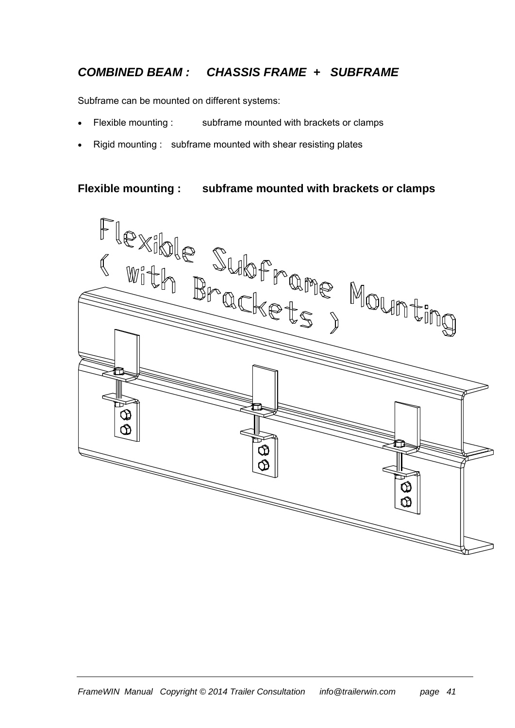## *COMBINED BEAM : CHASSIS FRAME + SUBFRAME*

Subframe can be mounted on different systems:

- Flexible mounting : subframe mounted with brackets or clamps
- Rigid mounting : subframe mounted with shear resisting plates

### Flexible mounting : subframe mounted with brackets or clamps

Flexible Subframe Mounting
( with Brackets )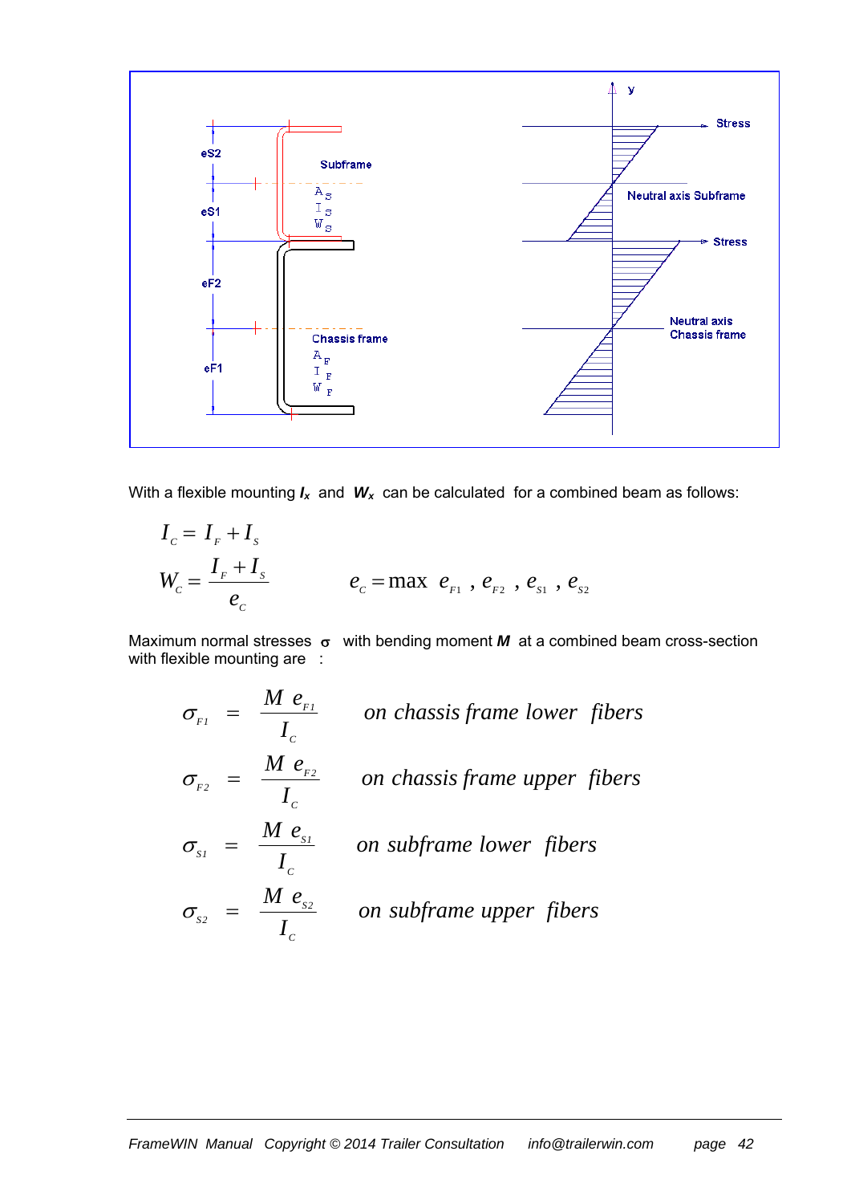With a flexible mounting $I_x$ and $W_x$ can be calculated for a combined beam as follows:

$$I_C = I_F + I_S$$

$$W_C = \frac{I_F + I_S}{e_C} \qquad e_C = \max\ e_{F1}\ ,\ e_{F2}\ ,\ e_{S1}\ ,\ e_{S2}$$

Maximum normal stresses $\sigma$ with bending moment $M$ at a combined beam cross-section with flexible mounting are :

$$\sigma_{F1} = \frac{M\ e_{F1}}{I_C} \qquad \text{on chassis frame lower fibers}$$

$$\sigma_{F2} = \frac{M\ e_{F2}}{I_C} \qquad \text{on chassis frame upper fibers}$$

$$\sigma_{S1} = \frac{M\ e_{S1}}{I_C} \qquad \text{on subframe lower fibers}$$

$$\sigma_{S2} = \frac{M\ e_{S2}}{I_C} \qquad \text{on subframe upper fibers}$$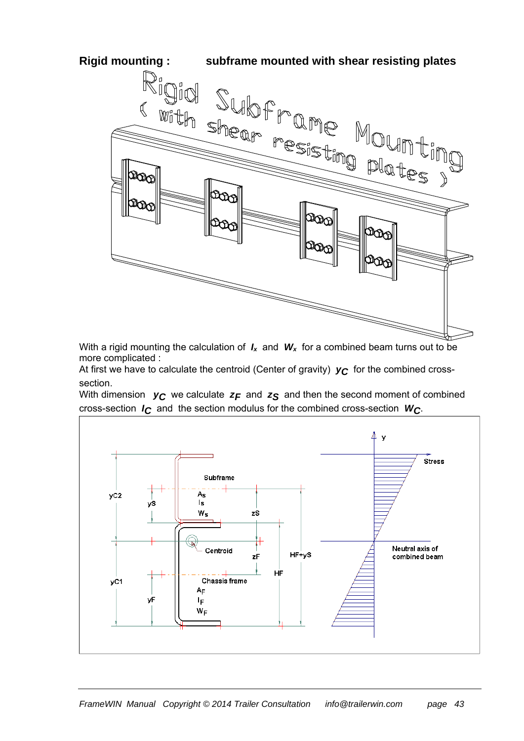## Rigid mounting : subframe mounted with shear resisting plates

With a rigid mounting the calculation of $I_x$ and $W_x$ for a combined beam turns out to be more complicated :

At first we have to calculate the centroid (Center of gravity) $y_C$ for the combined cross-section.

With dimension $y_C$ we calculate $z_F$ and $z_S$ and then the second moment of combined cross-section $I_C$ and the section modulus for the combined cross-section $W_C$.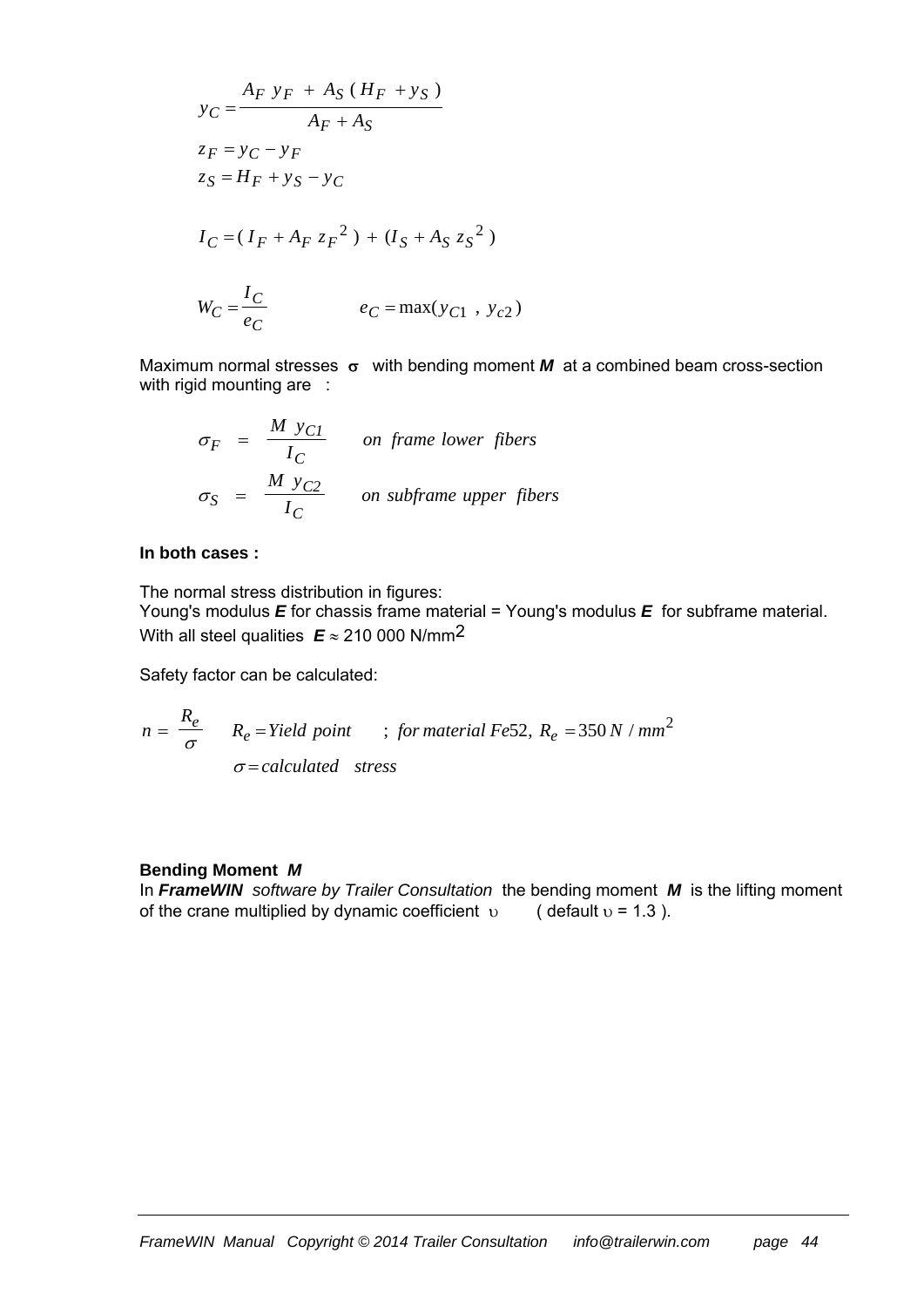$$y_C = \frac{A_F\ y_F\ +\ A_S\ (H_F\ + y_S\ )}{A_F + A_S}$$

$$z_F = y_C - y_F$$

$$z_S = H_F + y_S - y_C$$

$$I_C = (\ I_F + A_F\ z_F{}^2\ )\ +\ (I_S + A_S\ z_S{}^2\ )$$

$$W_C = \frac{I_C}{e_C} \qquad\qquad e_C = \max(y_{C1}\ ,\ y_{c2})$$

Maximum normal stresses $\sigma$ with bending moment ***M*** at a combined beam cross-section with rigid mounting are :

$$\sigma_F \quad = \quad \frac{M\ y_{C1}}{I_C} \qquad \textit{on frame lower fibers}$$

$$\sigma_S \quad = \quad \frac{M\ y_{C2}}{I_C} \qquad \textit{on subframe upper fibers}$$

**In both cases :**

The normal stress distribution in figures:
Young's modulus ***E*** for chassis frame material = Young's modulus ***E*** for subframe material.
With all steel qualities ***E*** ≈ 210 000 N/mm$^2$

Safety factor can be calculated:

$$n = \frac{R_e}{\sigma} \qquad R_e = \textit{Yield point} \qquad ;\ \textit{for material Fe}52,\ R_e = 350\ N\ /\ mm^2$$

$$\sigma = \textit{calculated} \quad \textit{stress}$$

**Bending Moment** ***M***
In ***FrameWIN*** *software by Trailer Consultation* the bending moment ***M*** is the lifting moment of the crane multiplied by dynamic coefficient $\upsilon$ ( default $\upsilon$ = 1.3 ).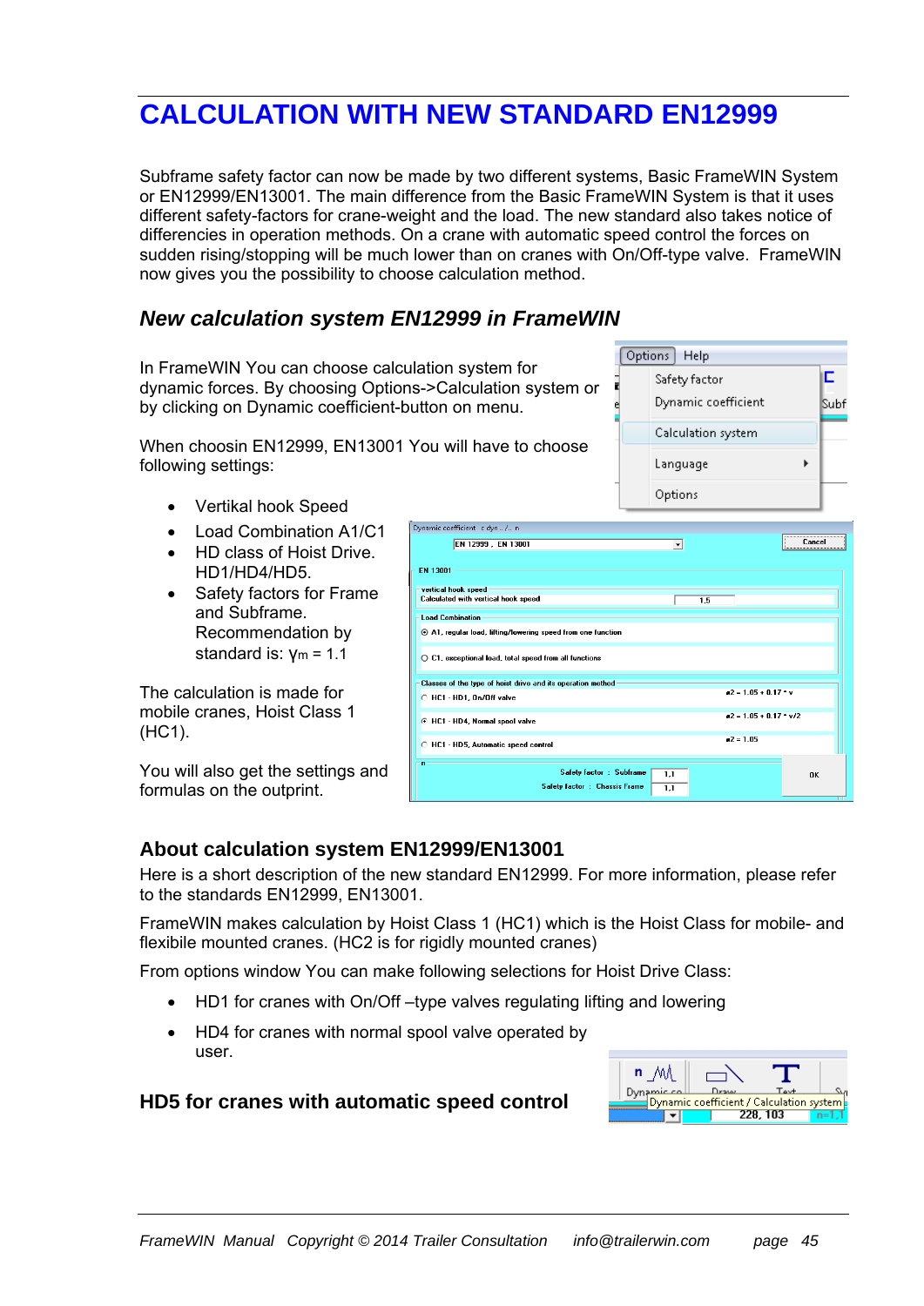# CALCULATION WITH NEW STANDARD EN12999

Subframe safety factor can now be made by two different systems, Basic FrameWIN System or EN12999/EN13001. The main difference from the Basic FrameWIN System is that it uses different safety-factors for crane-weight and the load. The new standard also takes notice of differencies in operation methods. On a crane with automatic speed control the forces on sudden rising/stopping will be much lower than on cranes with On/Off-type valve. FrameWIN now gives you the possibility to choose calculation method.

## *New calculation system EN12999 in FrameWIN*

In FrameWIN You can choose calculation system for dynamic forces. By choosing Options->Calculation system or by clicking on Dynamic coefficient-button on menu.

When choosin EN12999, EN13001 You will have to choose following settings:

- Vertikal hook Speed
- Load Combination A1/C1
- HD class of Hoist Drive. HD1/HD4/HD5.
- Safety factors for Frame and Subframe. Recommendation by standard is: $\gamma_m = 1.1$

The calculation is made for mobile cranes, Hoist Class 1 (HC1).

You will also get the settings and formulas on the outprint.

### About calculation system EN12999/EN13001

Here is a short description of the new standard EN12999. For more information, please refer to the standards EN12999, EN13001.

FrameWIN makes calculation by Hoist Class 1 (HC1) which is the Hoist Class for mobile- and flexibile mounted cranes. (HC2 is for rigidly mounted cranes)

From options window You can make following selections for Hoist Drive Class:

- HD1 for cranes with On/Off –type valves regulating lifting and lowering
- HD4 for cranes with normal spool valve operated by user.

### HD5 for cranes with automatic speed control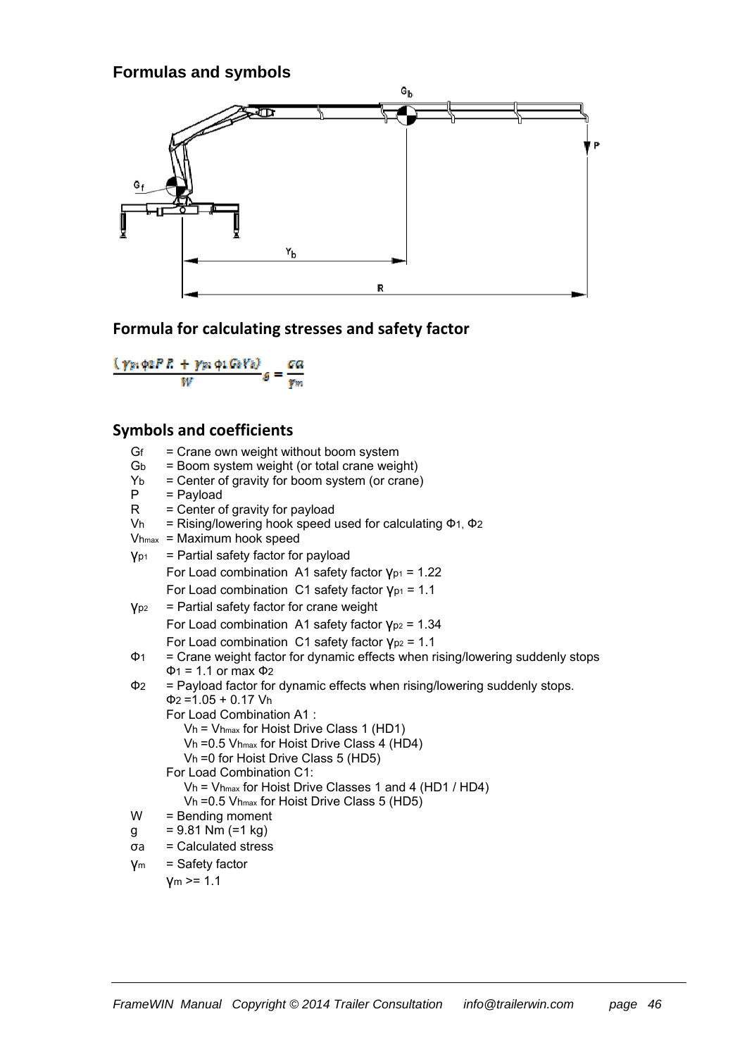## Formulas and symbols

Gb

P

Gf

Yb

R

## Formula for calculating stresses and safety factor

$$\frac{(\gamma_{p1}\,\phi_2 P\,R\;+\;\gamma_{p2}\,\phi_1 G_b Y_b)}{W}\,g = \frac{\sigma a}{\gamma_m}$$

## Symbols and coefficients

$G_f$ = Crane own weight without boom system
$G_b$ = Boom system weight (or total crane weight)
$Y_b$ = Center of gravity for boom system (or crane)
$P$ = Payload
$R$ = Center of gravity for payload
$V_h$ = Rising/lowering hook speed used for calculating $\Phi_1$, $\Phi_2$
$V_{hmax}$ = Maximum hook speed
$\gamma_{p1}$ = Partial safety factor for payload
For Load combination A1 safety factor $\gamma_{p1}$ = 1.22
For Load combination C1 safety factor $\gamma_{p1}$ = 1.1
$\gamma_{p2}$ = Partial safety factor for crane weight
For Load combination A1 safety factor $\gamma_{p2}$ = 1.34
For Load combination C1 safety factor $\gamma_{p2}$ = 1.1
$\Phi_1$ = Crane weight factor for dynamic effects when rising/lowering suddenly stops
$\Phi_1$ = 1.1 or max $\Phi_2$
$\Phi_2$ = Payload factor for dynamic effects when rising/lowering suddenly stops.
$\Phi_2$ =1.05 + 0.17 $V_h$
For Load Combination A1 :
- $V_h$ = $V_{hmax}$ for Hoist Drive Class 1 (HD1)
- $V_h$ =0.5 $V_{hmax}$ for Hoist Drive Class 4 (HD4)
- $V_h$ =0 for Hoist Drive Class 5 (HD5)

For Load Combination C1:
- $V_h$ = $V_{hmax}$ for Hoist Drive Classes 1 and 4 (HD1 / HD4)
- $V_h$ =0.5 $V_{hmax}$ for Hoist Drive Class 5 (HD5)

$W$ = Bending moment
$g$ = 9.81 Nm (=1 kg)
$\sigma a$ = Calculated stress
$\gamma_m$ = Safety factor
$\gamma_m$ >= 1.1